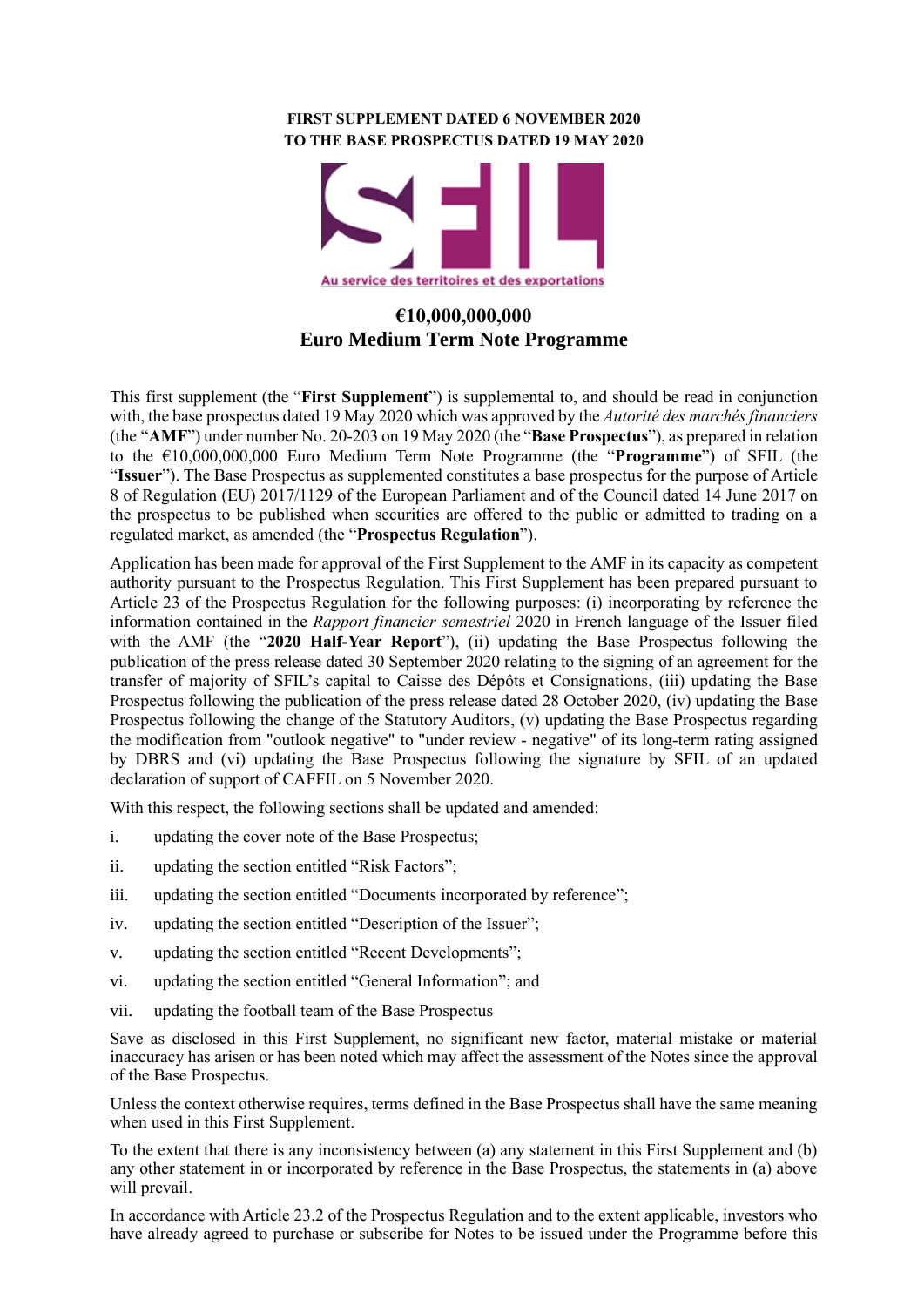**FIRST SUPPLEMENT DATED 6 NOVEMBER 2020**
**TO THE BASE PROSPECTUS DATED 19 MAY 2020**

SFIL

Au service des territoires et des exportations

## €10,000,000,000
## Euro Medium Term Note Programme

This first supplement (the "**First Supplement**") is supplemental to, and should be read in conjunction with, the base prospectus dated 19 May 2020 which was approved by the *Autorité des marchés financiers* (the "**AMF**") under number No. 20-203 on 19 May 2020 (the "**Base Prospectus**"), as prepared in relation to the €10,000,000,000 Euro Medium Term Note Programme (the "**Programme**") of SFIL (the "**Issuer**"). The Base Prospectus as supplemented constitutes a base prospectus for the purpose of Article 8 of Regulation (EU) 2017/1129 of the European Parliament and of the Council dated 14 June 2017 on the prospectus to be published when securities are offered to the public or admitted to trading on a regulated market, as amended (the "**Prospectus Regulation**").

Application has been made for approval of the First Supplement to the AMF in its capacity as competent authority pursuant to the Prospectus Regulation. This First Supplement has been prepared pursuant to Article 23 of the Prospectus Regulation for the following purposes: (i) incorporating by reference the information contained in the *Rapport financier semestriel* 2020 in French language of the Issuer filed with the AMF (the "**2020 Half-Year Report**"), (ii) updating the Base Prospectus following the publication of the press release dated 30 September 2020 relating to the signing of an agreement for the transfer of majority of SFIL's capital to Caisse des Dépôts et Consignations, (iii) updating the Base Prospectus following the publication of the press release dated 28 October 2020, (iv) updating the Base Prospectus following the change of the Statutory Auditors, (v) updating the Base Prospectus regarding the modification from "outlook negative" to "under review - negative" of its long-term rating assigned by DBRS and (vi) updating the Base Prospectus following the signature by SFIL of an updated declaration of support of CAFFIL on 5 November 2020.

With this respect, the following sections shall be updated and amended:

i. updating the cover note of the Base Prospectus;

ii. updating the section entitled "Risk Factors";

iii. updating the section entitled "Documents incorporated by reference";

iv. updating the section entitled "Description of the Issuer";

v. updating the section entitled "Recent Developments";

vi. updating the section entitled "General Information"; and

vii. updating the football team of the Base Prospectus

Save as disclosed in this First Supplement, no significant new factor, material mistake or material inaccuracy has arisen or has been noted which may affect the assessment of the Notes since the approval of the Base Prospectus.

Unless the context otherwise requires, terms defined in the Base Prospectus shall have the same meaning when used in this First Supplement.

To the extent that there is any inconsistency between (a) any statement in this First Supplement and (b) any other statement in or incorporated by reference in the Base Prospectus, the statements in (a) above will prevail.

In accordance with Article 23.2 of the Prospectus Regulation and to the extent applicable, investors who have already agreed to purchase or subscribe for Notes to be issued under the Programme before this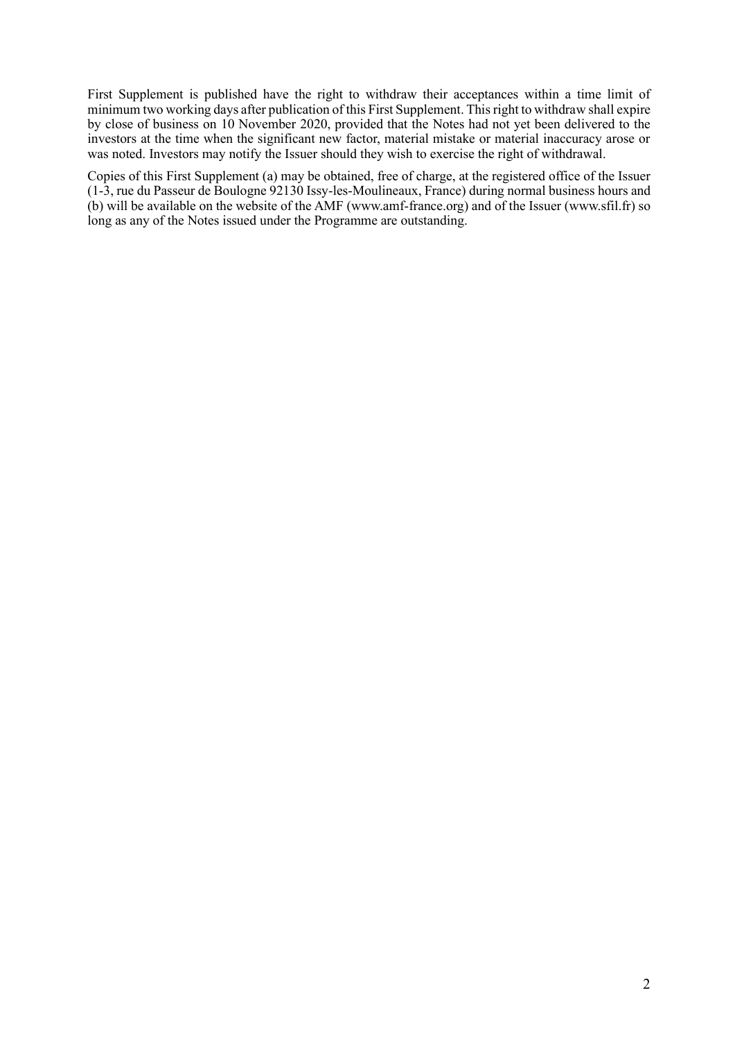First Supplement is published have the right to withdraw their acceptances within a time limit of minimum two working days after publication of this First Supplement. This right to withdraw shall expire by close of business on 10 November 2020, provided that the Notes had not yet been delivered to the investors at the time when the significant new factor, material mistake or material inaccuracy arose or was noted. Investors may notify the Issuer should they wish to exercise the right of withdrawal.

Copies of this First Supplement (a) may be obtained, free of charge, at the registered office of the Issuer (1-3, rue du Passeur de Boulogne 92130 Issy-les-Moulineaux, France) during normal business hours and (b) will be available on the website of the AMF (www.amf-france.org) and of the Issuer (www.sfil.fr) so long as any of the Notes issued under the Programme are outstanding.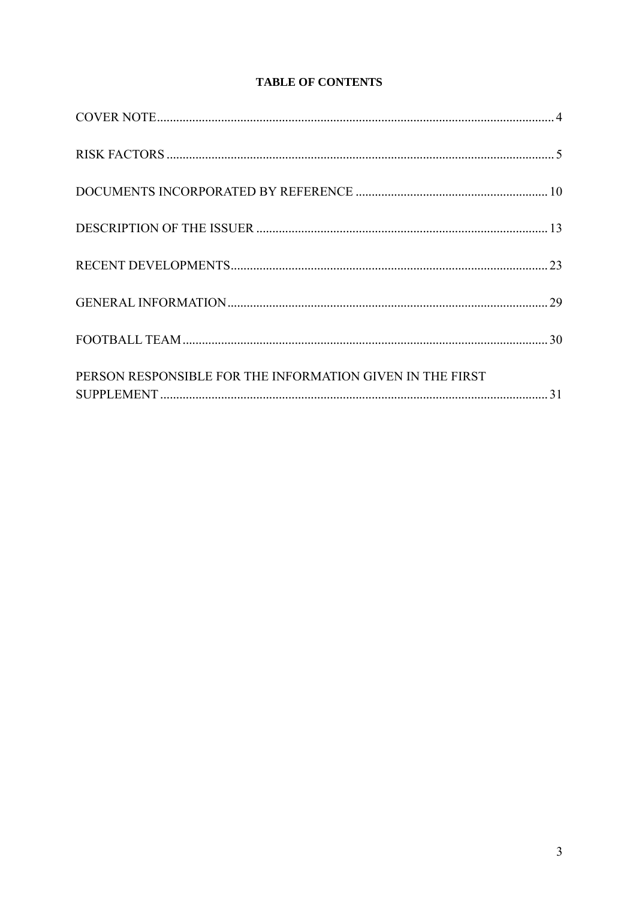# TABLE OF CONTENTS

COVER NOTE ........................................................................................................................ 4

RISK FACTORS ..................................................................................................................... 5

DOCUMENTS INCORPORATED BY REFERENCE ........................................................... 10

DESCRIPTION OF THE ISSUER ......................................................................................... 13

RECENT DEVELOPMENTS ................................................................................................. 23

GENERAL INFORMATION .................................................................................................. 29

FOOTBALL TEAM ................................................................................................................ 30

PERSON RESPONSIBLE FOR THE INFORMATION GIVEN IN THE FIRST SUPPLEMENT ....................................................................................................................... 31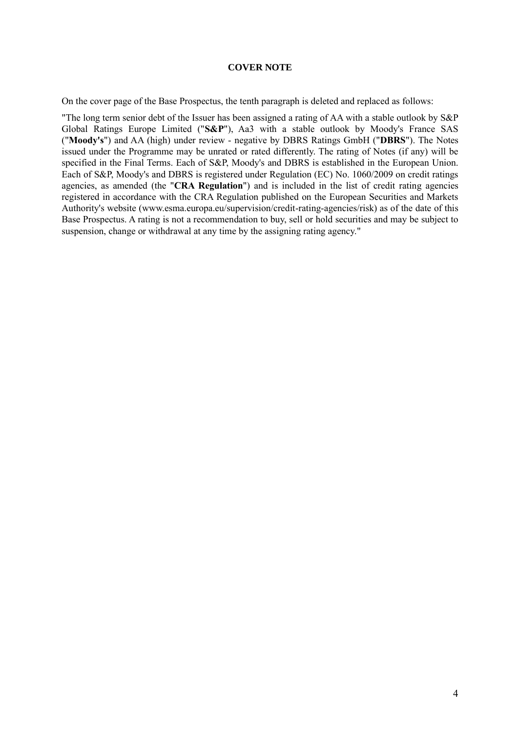## COVER NOTE

On the cover page of the Base Prospectus, the tenth paragraph is deleted and replaced as follows:

"The long term senior debt of the Issuer has been assigned a rating of AA with a stable outlook by S&P Global Ratings Europe Limited ("**S&P**"), Aa3 with a stable outlook by Moody's France SAS ("**Moody's**") and AA (high) under review - negative by DBRS Ratings GmbH ("**DBRS**"). The Notes issued under the Programme may be unrated or rated differently. The rating of Notes (if any) will be specified in the Final Terms. Each of S&P, Moody's and DBRS is established in the European Union. Each of S&P, Moody's and DBRS is registered under Regulation (EC) No. 1060/2009 on credit ratings agencies, as amended (the "**CRA Regulation**") and is included in the list of credit rating agencies registered in accordance with the CRA Regulation published on the European Securities and Markets Authority's website (www.esma.europa.eu/supervision/credit-rating-agencies/risk) as of the date of this Base Prospectus. A rating is not a recommendation to buy, sell or hold securities and may be subject to suspension, change or withdrawal at any time by the assigning rating agency."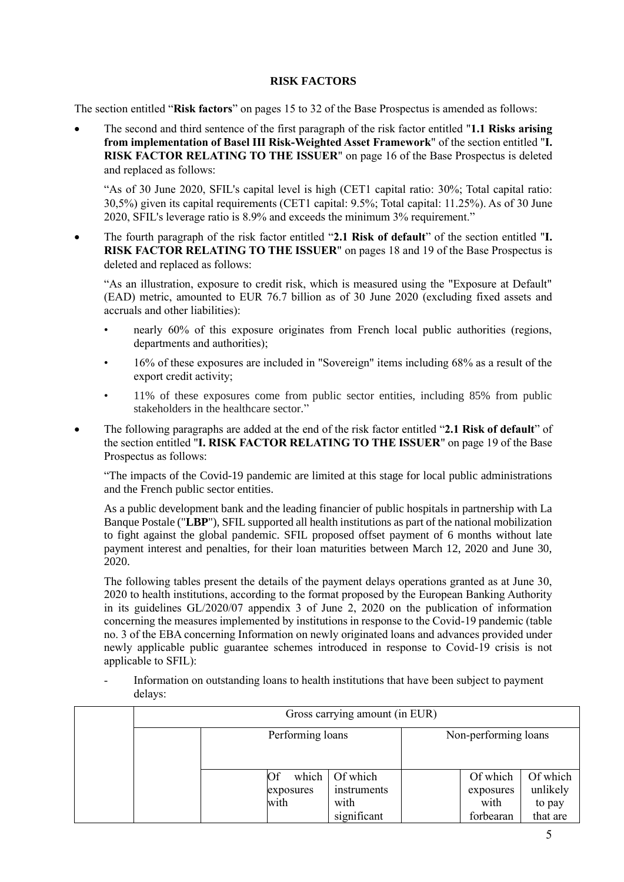**RISK FACTORS**

The section entitled "**Risk factors**" on pages 15 to 32 of the Base Prospectus is amended as follows:

- The second and third sentence of the first paragraph of the risk factor entitled "**1.1 Risks arising from implementation of Basel III Risk-Weighted Asset Framework**" of the section entitled "**I. RISK FACTOR RELATING TO THE ISSUER**" on page 16 of the Base Prospectus is deleted and replaced as follows:

  "As of 30 June 2020, SFIL's capital level is high (CET1 capital ratio: 30%; Total capital ratio: 30,5%) given its capital requirements (CET1 capital: 9.5%; Total capital: 11.25%). As of 30 June 2020, SFIL's leverage ratio is 8.9% and exceeds the minimum 3% requirement."

- The fourth paragraph of the risk factor entitled "**2.1 Risk of default**" of the section entitled "**I. RISK FACTOR RELATING TO THE ISSUER**" on pages 18 and 19 of the Base Prospectus is deleted and replaced as follows:

  "As an illustration, exposure to credit risk, which is measured using the "Exposure at Default" (EAD) metric, amounted to EUR 76.7 billion as of 30 June 2020 (excluding fixed assets and accruals and other liabilities):

  - nearly 60% of this exposure originates from French local public authorities (regions, departments and authorities);
  - 16% of these exposures are included in "Sovereign" items including 68% as a result of the export credit activity;
  - 11% of these exposures come from public sector entities, including 85% from public stakeholders in the healthcare sector."

- The following paragraphs are added at the end of the risk factor entitled "**2.1 Risk of default**" of the section entitled "**I. RISK FACTOR RELATING TO THE ISSUER**" on page 19 of the Base Prospectus as follows:

  "The impacts of the Covid-19 pandemic are limited at this stage for local public administrations and the French public sector entities.

  As a public development bank and the leading financier of public hospitals in partnership with La Banque Postale ("**LBP**"), SFIL supported all health institutions as part of the national mobilization to fight against the global pandemic. SFIL proposed offset payment of 6 months without late payment interest and penalties, for their loan maturities between March 12, 2020 and June 30, 2020.

  The following tables present the details of the payment delays operations granted as at June 30, 2020 to health institutions, according to the format proposed by the European Banking Authority in its guidelines GL/2020/07 appendix 3 of June 2, 2020 on the publication of information concerning the measures implemented by institutions in response to the Covid-19 pandemic (table no. 3 of the EBA concerning Information on newly originated loans and advances provided under newly applicable public guarantee schemes introduced in response to Covid-19 crisis is not applicable to SFIL):

  - Information on outstanding loans to health institutions that have been subject to payment delays:

| | Gross carrying amount (in EUR) | | | | | |
|---|---|---|---|---|---|---|
| | | Performing loans | | Non-performing loans | | |
| | | Of which exposures with | Of which instruments with significant | | Of which exposures with forbearan | Of which unlikely to pay that are |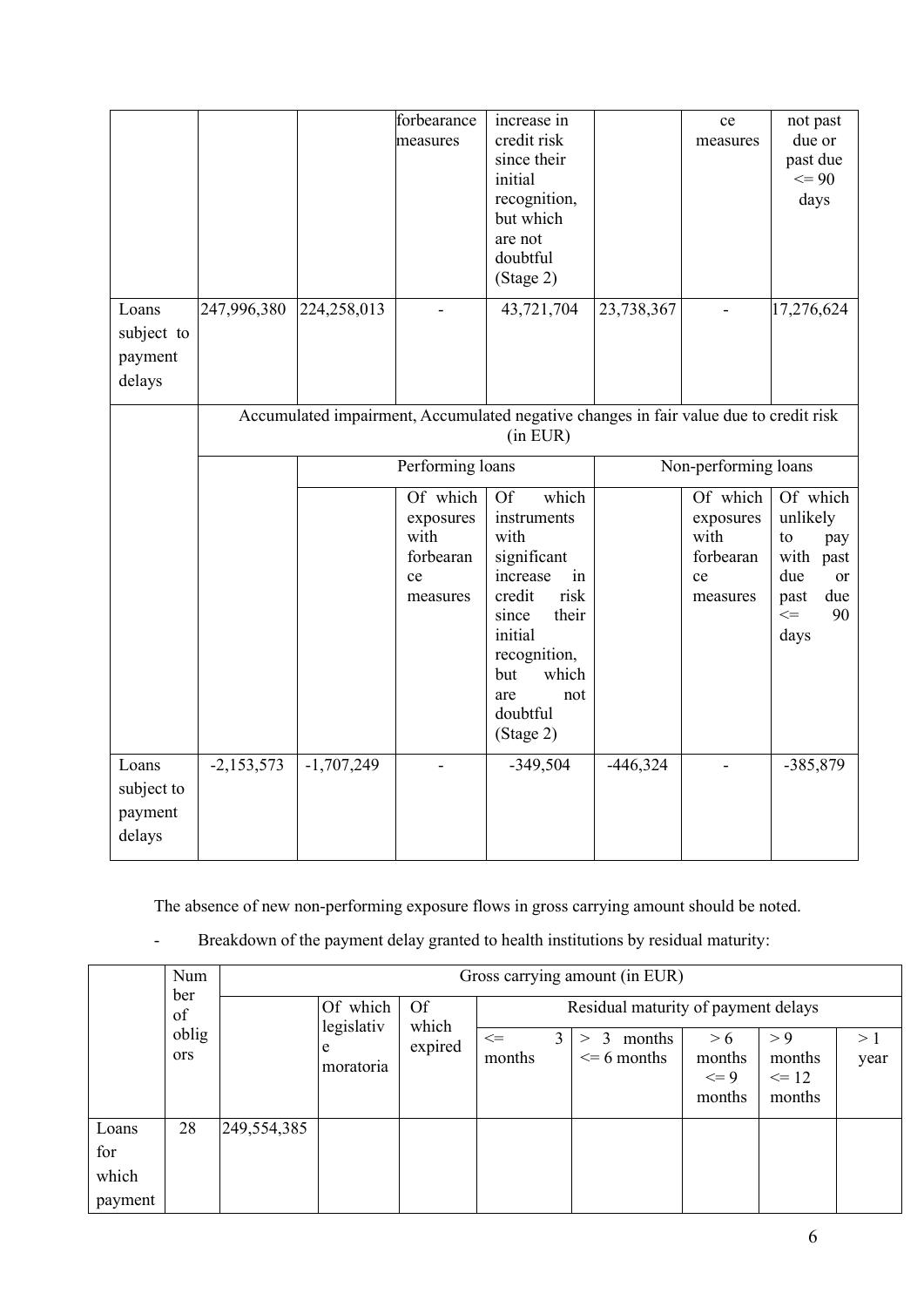| | | | forbearance measures | increase in credit risk since their initial recognition, but which are not doubtful (Stage 2) | | ce measures | not past due or past due <= 90 days |
|---|---|---|---|---|---|---|---|
| Loans subject to payment delays | 247,996,380 | 224,258,013 | - | 43,721,704 | 23,738,367 | - | 17,276,624 |
| | Accumulated impairment, Accumulated negative changes in fair value due to credit risk (in EUR) | | | | | | |
| | | Performing loans | | | Non-performing loans | | |
| | | | Of which exposures with forbearance measures | Of which instruments with significant increase in credit risk since their initial recognition, but which are not doubtful (Stage 2) | | Of which exposures with forbearance measures | Of which unlikely to pay with past due or past due <= 90 days |
| Loans subject to payment delays | -2,153,573 | -1,707,249 | - | -349,504 | -446,324 | - | -385,879 |

The absence of new non-performing exposure flows in gross carrying amount should be noted.

- Breakdown of the payment delay granted to health institutions by residual maturity:

| | Number of obligors | Gross carrying amount (in EUR) | | | | | | | |
|---|---|---|---|---|---|---|---|---|---|
| | | | Of which legislative moratoria | Of which expired | Residual maturity of payment delays | | | | |
| | | | | | <= 3 months | > 3 months <= 6 months | > 6 months <= 9 months | > 9 months <= 12 months | > 1 year |
| Loans for which payment | 28 | 249,554,385 | | | | | | | |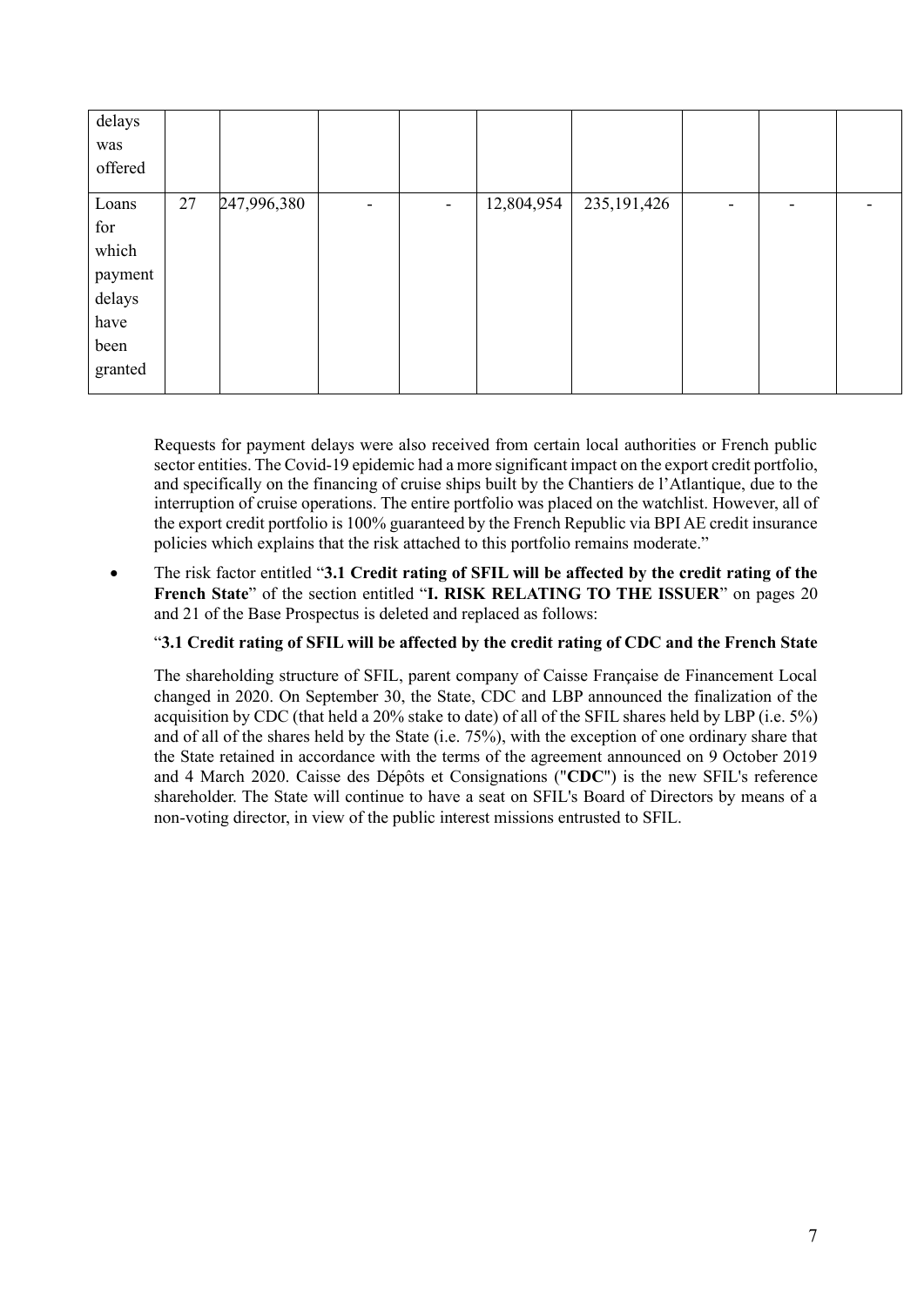| | | | | | | | | | |
|---|---|---|---|---|---|---|---|---|---|
| delays was offered | | | | | | | | | |
| Loans for which payment delays have been granted | 27 | 247,996,380 | - | - | 12,804,954 | 235,191,426 | - | - | - |

Requests for payment delays were also received from certain local authorities or French public sector entities. The Covid-19 epidemic had a more significant impact on the export credit portfolio, and specifically on the financing of cruise ships built by the Chantiers de l'Atlantique, due to the interruption of cruise operations. The entire portfolio was placed on the watchlist. However, all of the export credit portfolio is 100% guaranteed by the French Republic via BPI AE credit insurance policies which explains that the risk attached to this portfolio remains moderate."

- The risk factor entitled "**3.1 Credit rating of SFIL will be affected by the credit rating of the French State**" of the section entitled "**I. RISK RELATING TO THE ISSUER**" on pages 20 and 21 of the Base Prospectus is deleted and replaced as follows:

"**3.1 Credit rating of SFIL will be affected by the credit rating of CDC and the French State**

The shareholding structure of SFIL, parent company of Caisse Française de Financement Local changed in 2020. On September 30, the State, CDC and LBP announced the finalization of the acquisition by CDC (that held a 20% stake to date) of all of the SFIL shares held by LBP (i.e. 5%) and of all of the shares held by the State (i.e. 75%), with the exception of one ordinary share that the State retained in accordance with the terms of the agreement announced on 9 October 2019 and 4 March 2020. Caisse des Dépôts et Consignations ("**CDC**") is the new SFIL's reference shareholder. The State will continue to have a seat on SFIL's Board of Directors by means of a non-voting director, in view of the public interest missions entrusted to SFIL.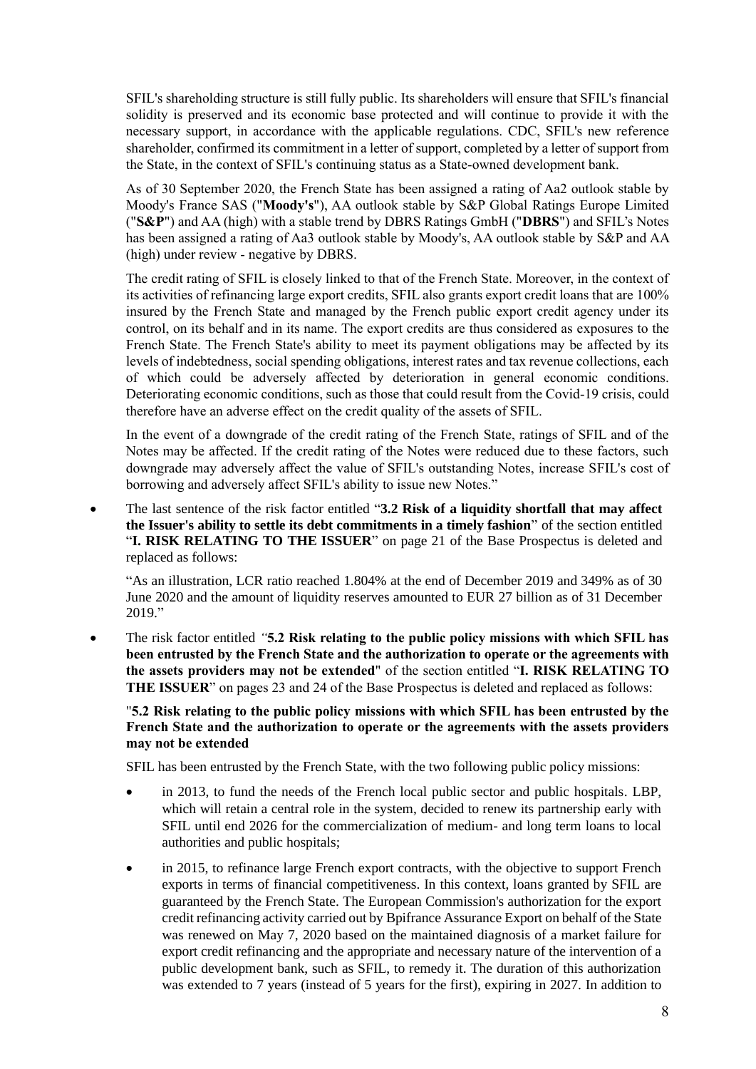SFIL's shareholding structure is still fully public. Its shareholders will ensure that SFIL's financial solidity is preserved and its economic base protected and will continue to provide it with the necessary support, in accordance with the applicable regulations. CDC, SFIL's new reference shareholder, confirmed its commitment in a letter of support, completed by a letter of support from the State, in the context of SFIL's continuing status as a State-owned development bank.

As of 30 September 2020, the French State has been assigned a rating of Aa2 outlook stable by Moody's France SAS ("**Moody's**"), AA outlook stable by S&P Global Ratings Europe Limited ("**S&P**") and AA (high) with a stable trend by DBRS Ratings GmbH ("**DBRS**") and SFIL's Notes has been assigned a rating of Aa3 outlook stable by Moody's, AA outlook stable by S&P and AA (high) under review - negative by DBRS.

The credit rating of SFIL is closely linked to that of the French State. Moreover, in the context of its activities of refinancing large export credits, SFIL also grants export credit loans that are 100% insured by the French State and managed by the French public export credit agency under its control, on its behalf and in its name. The export credits are thus considered as exposures to the French State. The French State's ability to meet its payment obligations may be affected by its levels of indebtedness, social spending obligations, interest rates and tax revenue collections, each of which could be adversely affected by deterioration in general economic conditions. Deteriorating economic conditions, such as those that could result from the Covid-19 crisis, could therefore have an adverse effect on the credit quality of the assets of SFIL.

In the event of a downgrade of the credit rating of the French State, ratings of SFIL and of the Notes may be affected. If the credit rating of the Notes were reduced due to these factors, such downgrade may adversely affect the value of SFIL's outstanding Notes, increase SFIL's cost of borrowing and adversely affect SFIL's ability to issue new Notes."

- The last sentence of the risk factor entitled "**3.2 Risk of a liquidity shortfall that may affect the Issuer's ability to settle its debt commitments in a timely fashion**" of the section entitled "**I. RISK RELATING TO THE ISSUER**" on page 21 of the Base Prospectus is deleted and replaced as follows:

  "As an illustration, LCR ratio reached 1.804% at the end of December 2019 and 349% as of 30 June 2020 and the amount of liquidity reserves amounted to EUR 27 billion as of 31 December 2019."

- The risk factor entitled *"***5.2 Risk relating to the public policy missions with which SFIL has been entrusted by the French State and the authorization to operate or the agreements with the assets providers may not be extended**" of the section entitled "**I. RISK RELATING TO THE ISSUER**" on pages 23 and 24 of the Base Prospectus is deleted and replaced as follows:

  "**5.2 Risk relating to the public policy missions with which SFIL has been entrusted by the French State and the authorization to operate or the agreements with the assets providers may not be extended**

  SFIL has been entrusted by the French State, with the two following public policy missions:

  - in 2013, to fund the needs of the French local public sector and public hospitals. LBP, which will retain a central role in the system, decided to renew its partnership early with SFIL until end 2026 for the commercialization of medium- and long term loans to local authorities and public hospitals;

  - in 2015, to refinance large French export contracts, with the objective to support French exports in terms of financial competitiveness. In this context, loans granted by SFIL are guaranteed by the French State. The European Commission's authorization for the export credit refinancing activity carried out by Bpifrance Assurance Export on behalf of the State was renewed on May 7, 2020 based on the maintained diagnosis of a market failure for export credit refinancing and the appropriate and necessary nature of the intervention of a public development bank, such as SFIL, to remedy it. The duration of this authorization was extended to 7 years (instead of 5 years for the first), expiring in 2027. In addition to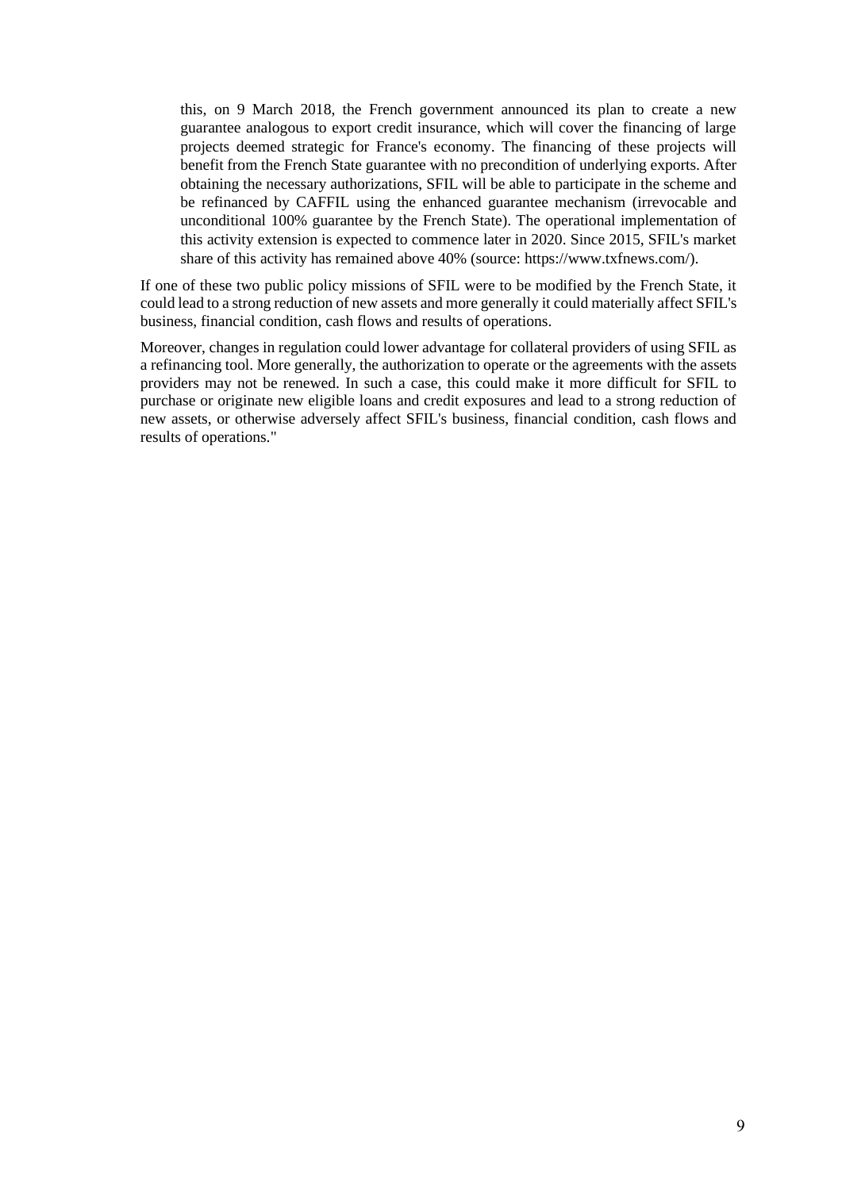> this, on 9 March 2018, the French government announced its plan to create a new guarantee analogous to export credit insurance, which will cover the financing of large projects deemed strategic for France's economy. The financing of these projects will benefit from the French State guarantee with no precondition of underlying exports. After obtaining the necessary authorizations, SFIL will be able to participate in the scheme and be refinanced by CAFFIL using the enhanced guarantee mechanism (irrevocable and unconditional 100% guarantee by the French State). The operational implementation of this activity extension is expected to commence later in 2020. Since 2015, SFIL's market share of this activity has remained above 40% (source: https://www.txfnews.com/).

If one of these two public policy missions of SFIL were to be modified by the French State, it could lead to a strong reduction of new assets and more generally it could materially affect SFIL's business, financial condition, cash flows and results of operations.

Moreover, changes in regulation could lower advantage for collateral providers of using SFIL as a refinancing tool. More generally, the authorization to operate or the agreements with the assets providers may not be renewed. In such a case, this could make it more difficult for SFIL to purchase or originate new eligible loans and credit exposures and lead to a strong reduction of new assets, or otherwise adversely affect SFIL's business, financial condition, cash flows and results of operations."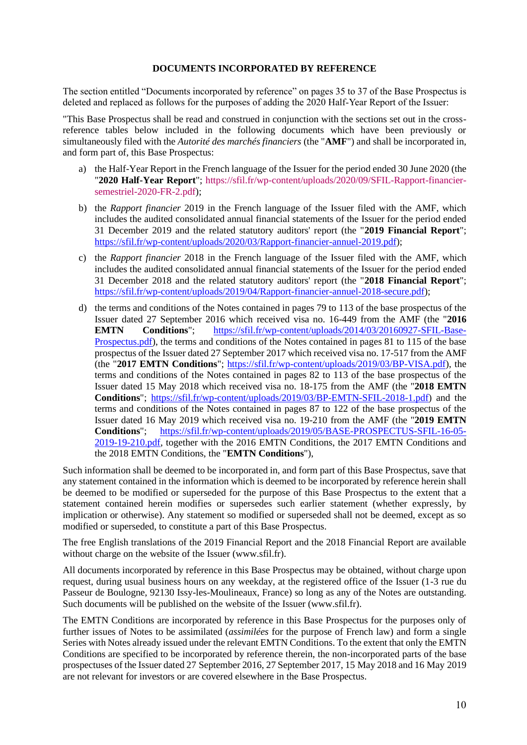# DOCUMENTS INCORPORATED BY REFERENCE

The section entitled "Documents incorporated by reference" on pages 35 to 37 of the Base Prospectus is deleted and replaced as follows for the purposes of adding the 2020 Half-Year Report of the Issuer:

"This Base Prospectus shall be read and construed in conjunction with the sections set out in the cross-reference tables below included in the following documents which have been previously or simultaneously filed with the *Autorité des marchés financiers* (the "**AMF**") and shall be incorporated in, and form part of, this Base Prospectus:

a) the Half-Year Report in the French language of the Issuer for the period ended 30 June 2020 (the "**2020 Half-Year Report**"; https://sfil.fr/wp-content/uploads/2020/09/SFIL-Rapport-financier-semestriel-2020-FR-2.pdf);

b) the *Rapport financier* 2019 in the French language of the Issuer filed with the AMF, which includes the audited consolidated annual financial statements of the Issuer for the period ended 31 December 2019 and the related statutory auditors' report (the "**2019 Financial Report**"; https://sfil.fr/wp-content/uploads/2020/03/Rapport-financier-annuel-2019.pdf);

c) the *Rapport financier* 2018 in the French language of the Issuer filed with the AMF, which includes the audited consolidated annual financial statements of the Issuer for the period ended 31 December 2018 and the related statutory auditors' report (the "**2018 Financial Report**"; https://sfil.fr/wp-content/uploads/2019/04/Rapport-financier-annuel-2018-secure.pdf);

d) the terms and conditions of the Notes contained in pages 79 to 113 of the base prospectus of the Issuer dated 27 September 2016 which received visa no. 16-449 from the AMF (the "**2016 EMTN Conditions**"; https://sfil.fr/wp-content/uploads/2014/03/20160927-SFIL-Base-Prospectus.pdf), the terms and conditions of the Notes contained in pages 81 to 115 of the base prospectus of the Issuer dated 27 September 2017 which received visa no. 17-517 from the AMF (the "**2017 EMTN Conditions**"; https://sfil.fr/wp-content/uploads/2019/03/BP-VISA.pdf), the terms and conditions of the Notes contained in pages 82 to 113 of the base prospectus of the Issuer dated 15 May 2018 which received visa no. 18-175 from the AMF (the "**2018 EMTN Conditions**"; https://sfil.fr/wp-content/uploads/2019/03/BP-EMTN-SFIL-2018-1.pdf) and the terms and conditions of the Notes contained in pages 87 to 122 of the base prospectus of the Issuer dated 16 May 2019 which received visa no. 19-210 from the AMF (the "**2019 EMTN Conditions**"; https://sfil.fr/wp-content/uploads/2019/05/BASE-PROSPECTUS-SFIL-16-05-2019-19-210.pdf, together with the 2016 EMTN Conditions, the 2017 EMTN Conditions and the 2018 EMTN Conditions, the "**EMTN Conditions**"),

Such information shall be deemed to be incorporated in, and form part of this Base Prospectus, save that any statement contained in the information which is deemed to be incorporated by reference herein shall be deemed to be modified or superseded for the purpose of this Base Prospectus to the extent that a statement contained herein modifies or supersedes such earlier statement (whether expressly, by implication or otherwise). Any statement so modified or superseded shall not be deemed, except as so modified or superseded, to constitute a part of this Base Prospectus.

The free English translations of the 2019 Financial Report and the 2018 Financial Report are available without charge on the website of the Issuer (www.sfil.fr).

All documents incorporated by reference in this Base Prospectus may be obtained, without charge upon request, during usual business hours on any weekday, at the registered office of the Issuer (1-3 rue du Passeur de Boulogne, 92130 Issy-les-Moulineaux, France) so long as any of the Notes are outstanding. Such documents will be published on the website of the Issuer (www.sfil.fr).

The EMTN Conditions are incorporated by reference in this Base Prospectus for the purposes only of further issues of Notes to be assimilated (*assimilées* for the purpose of French law) and form a single Series with Notes already issued under the relevant EMTN Conditions. To the extent that only the EMTN Conditions are specified to be incorporated by reference therein, the non-incorporated parts of the base prospectuses of the Issuer dated 27 September 2016, 27 September 2017, 15 May 2018 and 16 May 2019 are not relevant for investors or are covered elsewhere in the Base Prospectus.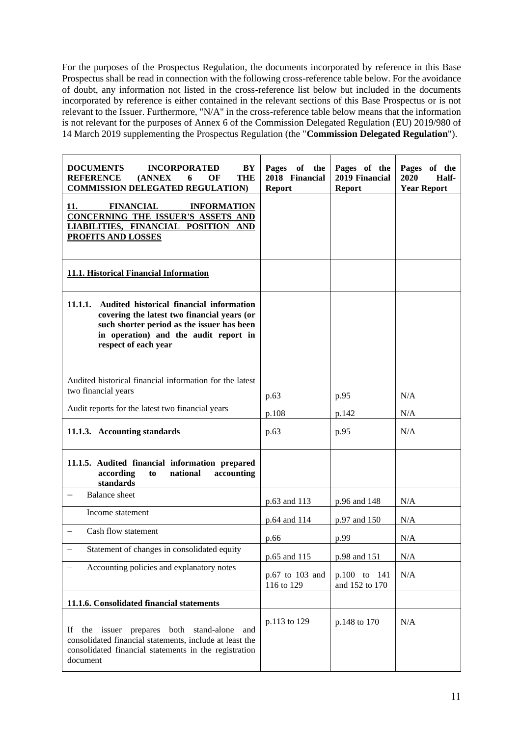For the purposes of the Prospectus Regulation, the documents incorporated by reference in this Base Prospectus shall be read in connection with the following cross-reference table below. For the avoidance of doubt, any information not listed in the cross-reference list below but included in the documents incorporated by reference is either contained in the relevant sections of this Base Prospectus or is not relevant to the Issuer. Furthermore, "N/A" in the cross-reference table below means that the information is not relevant for the purposes of Annex 6 of the Commission Delegated Regulation (EU) 2019/980 of 14 March 2019 supplementing the Prospectus Regulation (the "**Commission Delegated Regulation**").

| **DOCUMENTS INCORPORATED BY REFERENCE (ANNEX 6 OF THE COMMISSION DELEGATED REGULATION)** | **Pages of the 2018 Financial Report** | **Pages of the 2019 Financial Report** | **Pages of the 2020 Half-Year Report** |
|---|---|---|---|
| **11. FINANCIAL INFORMATION CONCERNING THE ISSUER'S ASSETS AND LIABILITIES, FINANCIAL POSITION AND PROFITS AND LOSSES** | | | |
| **11.1. Historical Financial Information** | | | |
| **11.1.1. Audited historical financial information covering the latest two financial years (or such shorter period as the issuer has been in operation) and the audit report in respect of each year** | | | |
| Audited historical financial information for the latest two financial years | p.63 | p.95 | N/A |
| Audit reports for the latest two financial years | p.108 | p.142 | N/A |
| **11.1.3. Accounting standards** | p.63 | p.95 | N/A |
| **11.1.5. Audited financial information prepared according to national accounting standards** | | | |
| – Balance sheet | p.63 and 113 | p.96 and 148 | N/A |
| – Income statement | p.64 and 114 | p.97 and 150 | N/A |
| – Cash flow statement | p.66 | p.99 | N/A |
| – Statement of changes in consolidated equity | p.65 and 115 | p.98 and 151 | N/A |
| – Accounting policies and explanatory notes | p.67 to 103 and 116 to 129 | p.100 to 141 and 152 to 170 | N/A |
| **11.1.6. Consolidated financial statements** | | | |
| If the issuer prepares both stand-alone and consolidated financial statements, include at least the consolidated financial statements in the registration document | p.113 to 129 | p.148 to 170 | N/A |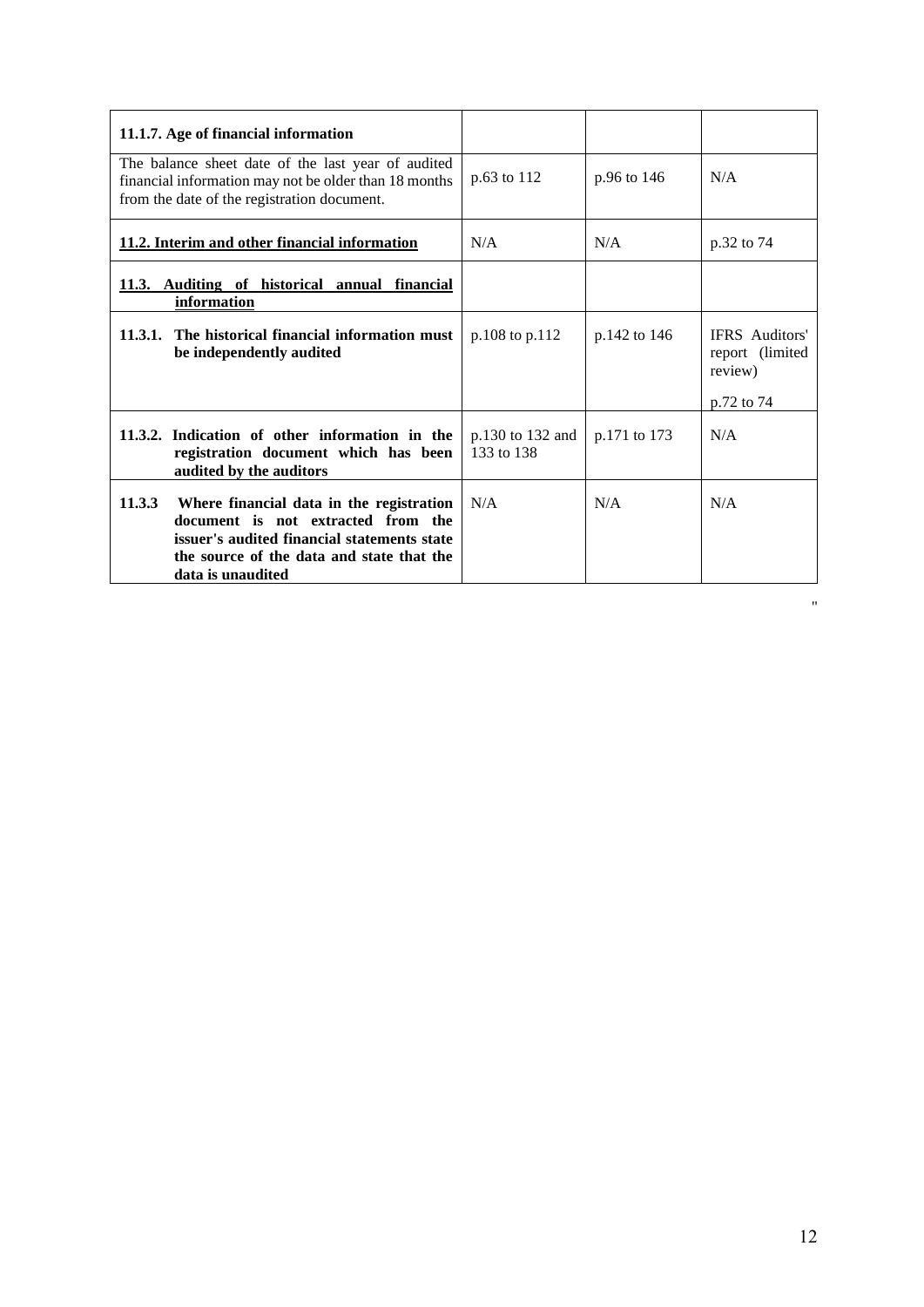| **11.1.7. Age of financial information** | | | |
|---|---|---|---|
| The balance sheet date of the last year of audited financial information may not be older than 18 months from the date of the registration document. | p.63 to 112 | p.96 to 146 | N/A |
| **11.2. Interim and other financial information** | N/A | N/A | p.32 to 74 |
| **11.3. Auditing of historical annual financial information** | | | |
| **11.3.1. The historical financial information must be independently audited** | p.108 to p.112 | p.142 to 146 | IFRS Auditors' report (limited review)<br><br>p.72 to 74 |
| **11.3.2. Indication of other information in the registration document which has been audited by the auditors** | p.130 to 132 and 133 to 138 | p.171 to 173 | N/A |
| **11.3.3 Where financial data in the registration document is not extracted from the issuer's audited financial statements state the source of the data and state that the data is unaudited** | N/A | N/A | N/A |

"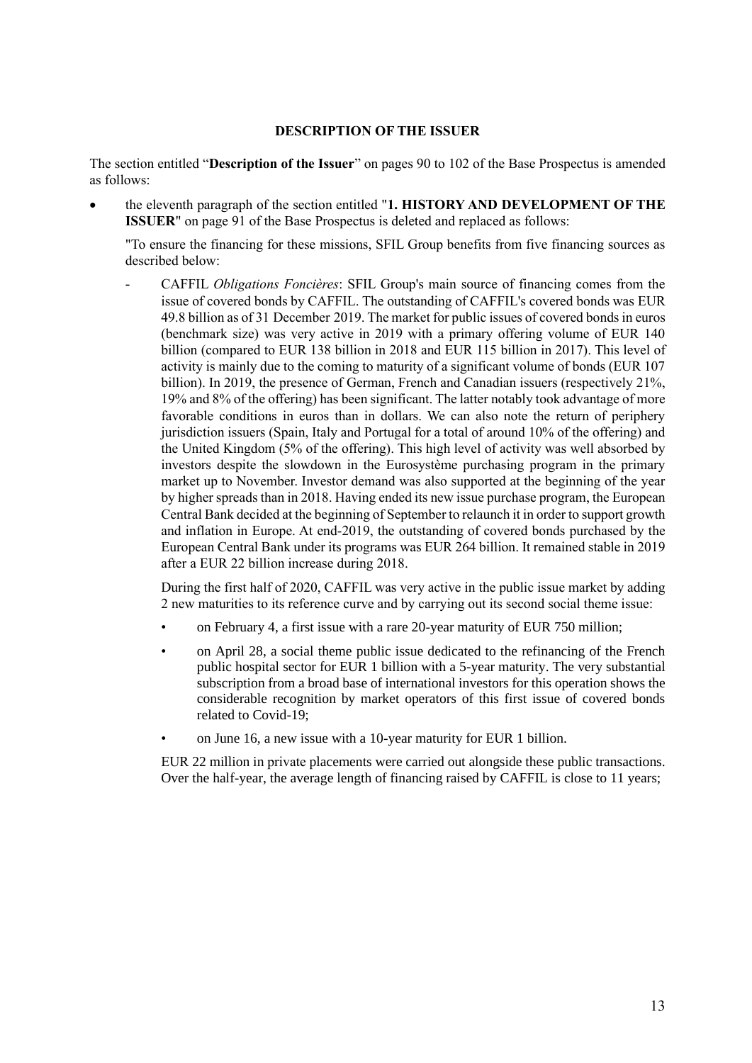**DESCRIPTION OF THE ISSUER**

The section entitled "**Description of the Issuer**" on pages 90 to 102 of the Base Prospectus is amended as follows:

- the eleventh paragraph of the section entitled "**1. HISTORY AND DEVELOPMENT OF THE ISSUER**" on page 91 of the Base Prospectus is deleted and replaced as follows:

  "To ensure the financing for these missions, SFIL Group benefits from five financing sources as described below:

  - CAFFIL *Obligations Foncières*: SFIL Group's main source of financing comes from the issue of covered bonds by CAFFIL. The outstanding of CAFFIL's covered bonds was EUR 49.8 billion as of 31 December 2019. The market for public issues of covered bonds in euros (benchmark size) was very active in 2019 with a primary offering volume of EUR 140 billion (compared to EUR 138 billion in 2018 and EUR 115 billion in 2017). This level of activity is mainly due to the coming to maturity of a significant volume of bonds (EUR 107 billion). In 2019, the presence of German, French and Canadian issuers (respectively 21%, 19% and 8% of the offering) has been significant. The latter notably took advantage of more favorable conditions in euros than in dollars. We can also note the return of periphery jurisdiction issuers (Spain, Italy and Portugal for a total of around 10% of the offering) and the United Kingdom (5% of the offering). This high level of activity was well absorbed by investors despite the slowdown in the Eurosystème purchasing program in the primary market up to November. Investor demand was also supported at the beginning of the year by higher spreads than in 2018. Having ended its new issue purchase program, the European Central Bank decided at the beginning of September to relaunch it in order to support growth and inflation in Europe. At end-2019, the outstanding of covered bonds purchased by the European Central Bank under its programs was EUR 264 billion. It remained stable in 2019 after a EUR 22 billion increase during 2018.

    During the first half of 2020, CAFFIL was very active in the public issue market by adding 2 new maturities to its reference curve and by carrying out its second social theme issue:

    - on February 4, a first issue with a rare 20-year maturity of EUR 750 million;
    - on April 28, a social theme public issue dedicated to the refinancing of the French public hospital sector for EUR 1 billion with a 5-year maturity. The very substantial subscription from a broad base of international investors for this operation shows the considerable recognition by market operators of this first issue of covered bonds related to Covid-19;
    - on June 16, a new issue with a 10-year maturity for EUR 1 billion.

    EUR 22 million in private placements were carried out alongside these public transactions. Over the half-year, the average length of financing raised by CAFFIL is close to 11 years;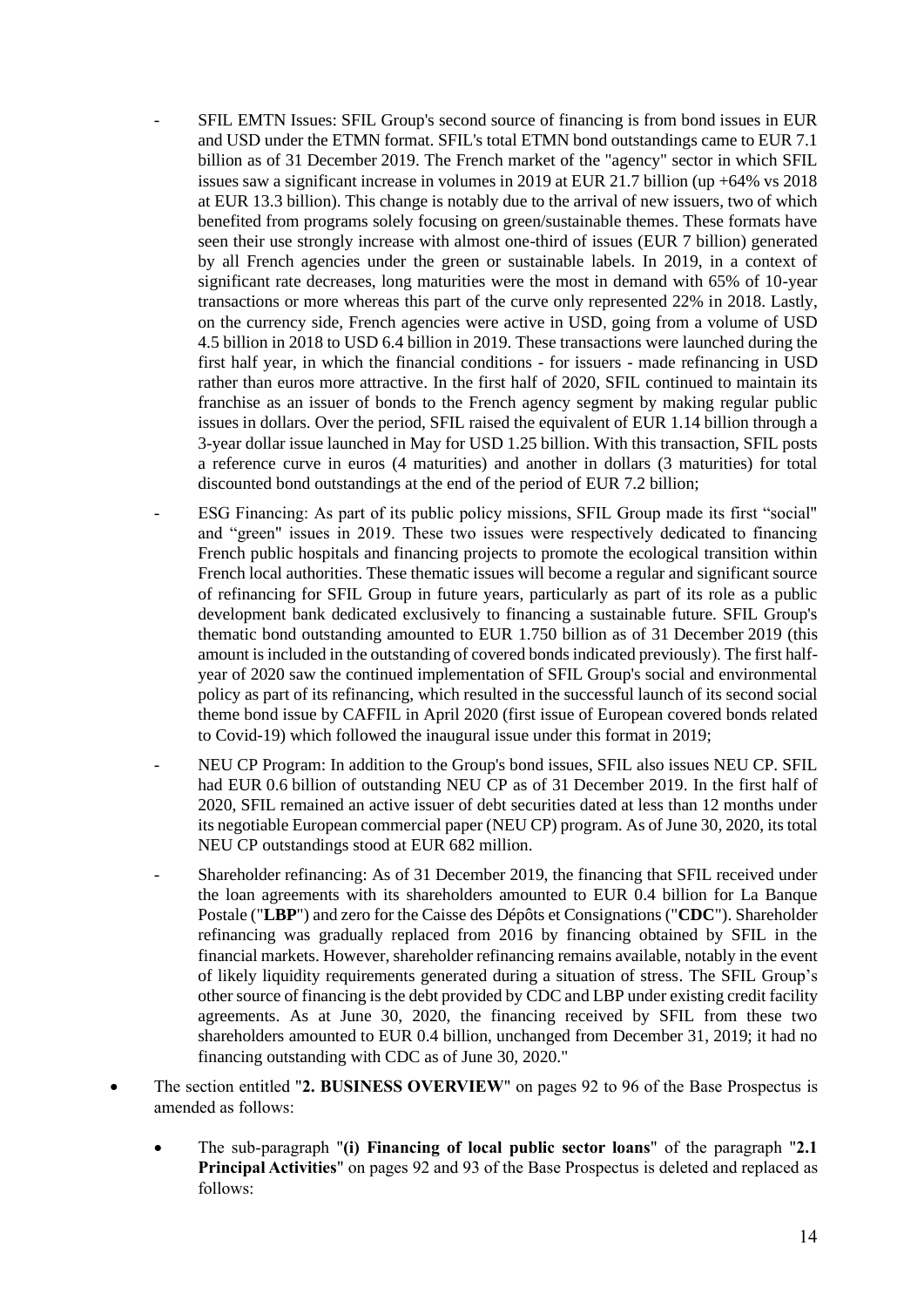- SFIL EMTN Issues: SFIL Group's second source of financing is from bond issues in EUR and USD under the ETMN format. SFIL's total ETMN bond outstandings came to EUR 7.1 billion as of 31 December 2019. The French market of the "agency" sector in which SFIL issues saw a significant increase in volumes in 2019 at EUR 21.7 billion (up +64% vs 2018 at EUR 13.3 billion). This change is notably due to the arrival of new issuers, two of which benefited from programs solely focusing on green/sustainable themes. These formats have seen their use strongly increase with almost one-third of issues (EUR 7 billion) generated by all French agencies under the green or sustainable labels. In 2019, in a context of significant rate decreases, long maturities were the most in demand with 65% of 10-year transactions or more whereas this part of the curve only represented 22% in 2018. Lastly, on the currency side, French agencies were active in USD, going from a volume of USD 4.5 billion in 2018 to USD 6.4 billion in 2019. These transactions were launched during the first half year, in which the financial conditions - for issuers - made refinancing in USD rather than euros more attractive. In the first half of 2020, SFIL continued to maintain its franchise as an issuer of bonds to the French agency segment by making regular public issues in dollars. Over the period, SFIL raised the equivalent of EUR 1.14 billion through a 3-year dollar issue launched in May for USD 1.25 billion. With this transaction, SFIL posts a reference curve in euros (4 maturities) and another in dollars (3 maturities) for total discounted bond outstandings at the end of the period of EUR 7.2 billion;
- ESG Financing: As part of its public policy missions, SFIL Group made its first "social" and "green" issues in 2019. These two issues were respectively dedicated to financing French public hospitals and financing projects to promote the ecological transition within French local authorities. These thematic issues will become a regular and significant source of refinancing for SFIL Group in future years, particularly as part of its role as a public development bank dedicated exclusively to financing a sustainable future. SFIL Group's thematic bond outstanding amounted to EUR 1.750 billion as of 31 December 2019 (this amount is included in the outstanding of covered bonds indicated previously). The first half-year of 2020 saw the continued implementation of SFIL Group's social and environmental policy as part of its refinancing, which resulted in the successful launch of its second social theme bond issue by CAFFIL in April 2020 (first issue of European covered bonds related to Covid-19) which followed the inaugural issue under this format in 2019;
- NEU CP Program: In addition to the Group's bond issues, SFIL also issues NEU CP. SFIL had EUR 0.6 billion of outstanding NEU CP as of 31 December 2019. In the first half of 2020, SFIL remained an active issuer of debt securities dated at less than 12 months under its negotiable European commercial paper (NEU CP) program. As of June 30, 2020, its total NEU CP outstandings stood at EUR 682 million.
- Shareholder refinancing: As of 31 December 2019, the financing that SFIL received under the loan agreements with its shareholders amounted to EUR 0.4 billion for La Banque Postale ("**LBP**") and zero for the Caisse des Dépôts et Consignations ("**CDC**"). Shareholder refinancing was gradually replaced from 2016 by financing obtained by SFIL in the financial markets. However, shareholder refinancing remains available, notably in the event of likely liquidity requirements generated during a situation of stress. The SFIL Group's other source of financing is the debt provided by CDC and LBP under existing credit facility agreements. As at June 30, 2020, the financing received by SFIL from these two shareholders amounted to EUR 0.4 billion, unchanged from December 31, 2019; it had no financing outstanding with CDC as of June 30, 2020."

- The section entitled "**2. BUSINESS OVERVIEW**" on pages 92 to 96 of the Base Prospectus is amended as follows:
  - The sub-paragraph "**(i) Financing of local public sector loans**" of the paragraph "**2.1 Principal Activities**" on pages 92 and 93 of the Base Prospectus is deleted and replaced as follows: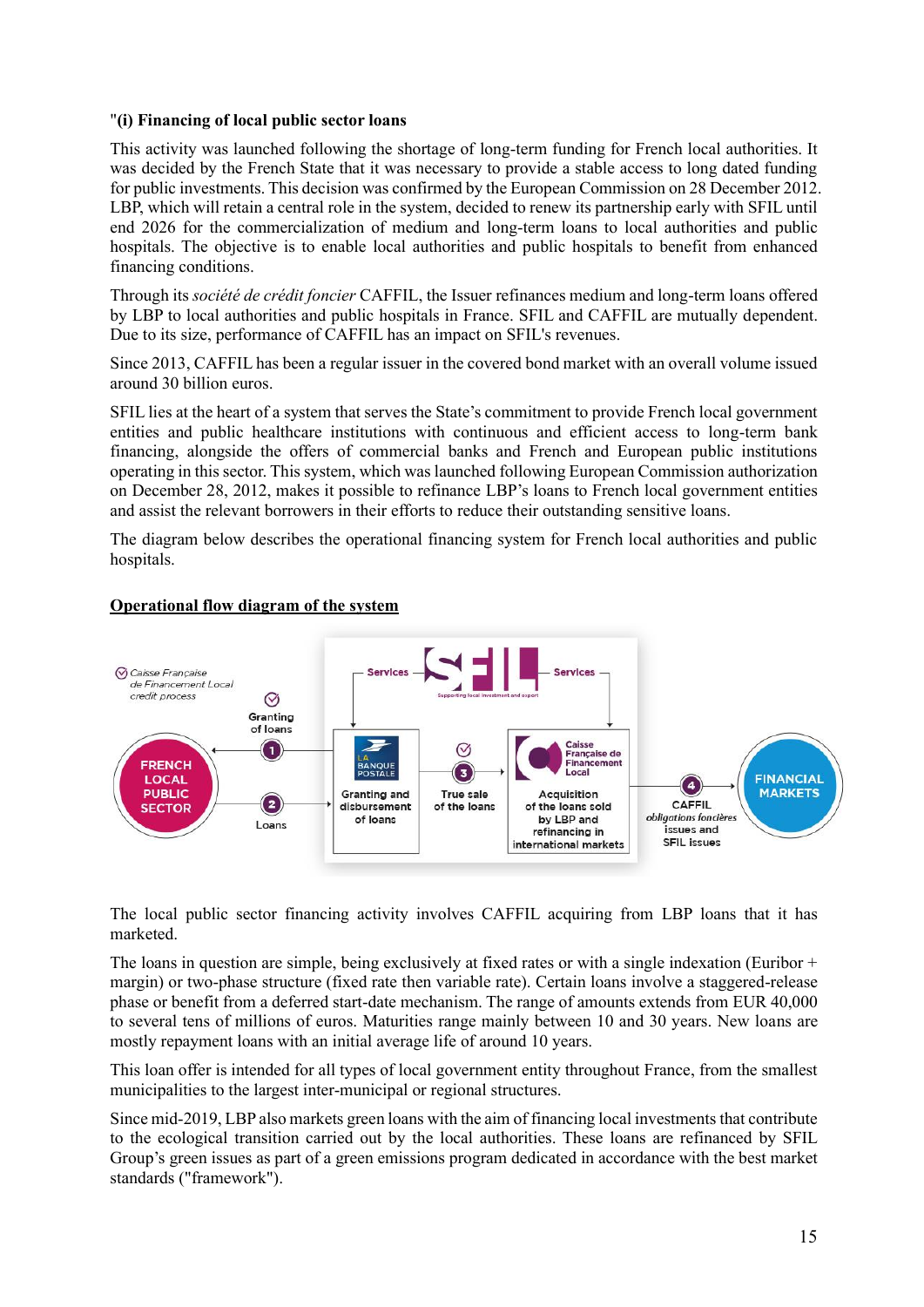"**(i) Financing of local public sector loans**

This activity was launched following the shortage of long-term funding for French local authorities. It was decided by the French State that it was necessary to provide a stable access to long dated funding for public investments. This decision was confirmed by the European Commission on 28 December 2012. LBP, which will retain a central role in the system, decided to renew its partnership early with SFIL until end 2026 for the commercialization of medium and long-term loans to local authorities and public hospitals. The objective is to enable local authorities and public hospitals to benefit from enhanced financing conditions.

Through its *société de crédit foncier* CAFFIL, the Issuer refinances medium and long-term loans offered by LBP to local authorities and public hospitals in France. SFIL and CAFFIL are mutually dependent. Due to its size, performance of CAFFIL has an impact on SFIL's revenues.

Since 2013, CAFFIL has been a regular issuer in the covered bond market with an overall volume issued around 30 billion euros.

SFIL lies at the heart of a system that serves the State's commitment to provide French local government entities and public healthcare institutions with continuous and efficient access to long-term bank financing, alongside the offers of commercial banks and French and European public institutions operating in this sector. This system, which was launched following European Commission authorization on December 28, 2012, makes it possible to refinance LBP's loans to French local government entities and assist the relevant borrowers in their efforts to reduce their outstanding sensitive loans.

The diagram below describes the operational financing system for French local authorities and public hospitals.

**<u>Operational flow diagram of the system</u>**

Caisse Française de Financement Local credit process

SFIL — Supporting local investment and export — Services — Services

FRENCH LOCAL PUBLIC SECTOR

1 Granting of loans

2 Loans

LA BANQUE POSTALE — Granting and disbursement of loans

3 True sale of the loans

Caisse Française de Financement Local — Acquisition of the loans sold by LBP and refinancing in international markets

4 CAFFIL *obligations foncières* issues and SFIL issues

FINANCIAL MARKETS

The local public sector financing activity involves CAFFIL acquiring from LBP loans that it has marketed.

The loans in question are simple, being exclusively at fixed rates or with a single indexation (Euribor + margin) or two-phase structure (fixed rate then variable rate). Certain loans involve a staggered-release phase or benefit from a deferred start-date mechanism. The range of amounts extends from EUR 40,000 to several tens of millions of euros. Maturities range mainly between 10 and 30 years. New loans are mostly repayment loans with an initial average life of around 10 years.

This loan offer is intended for all types of local government entity throughout France, from the smallest municipalities to the largest inter-municipal or regional structures.

Since mid-2019, LBP also markets green loans with the aim of financing local investments that contribute to the ecological transition carried out by the local authorities. These loans are refinanced by SFIL Group's green issues as part of a green emissions program dedicated in accordance with the best market standards ("framework").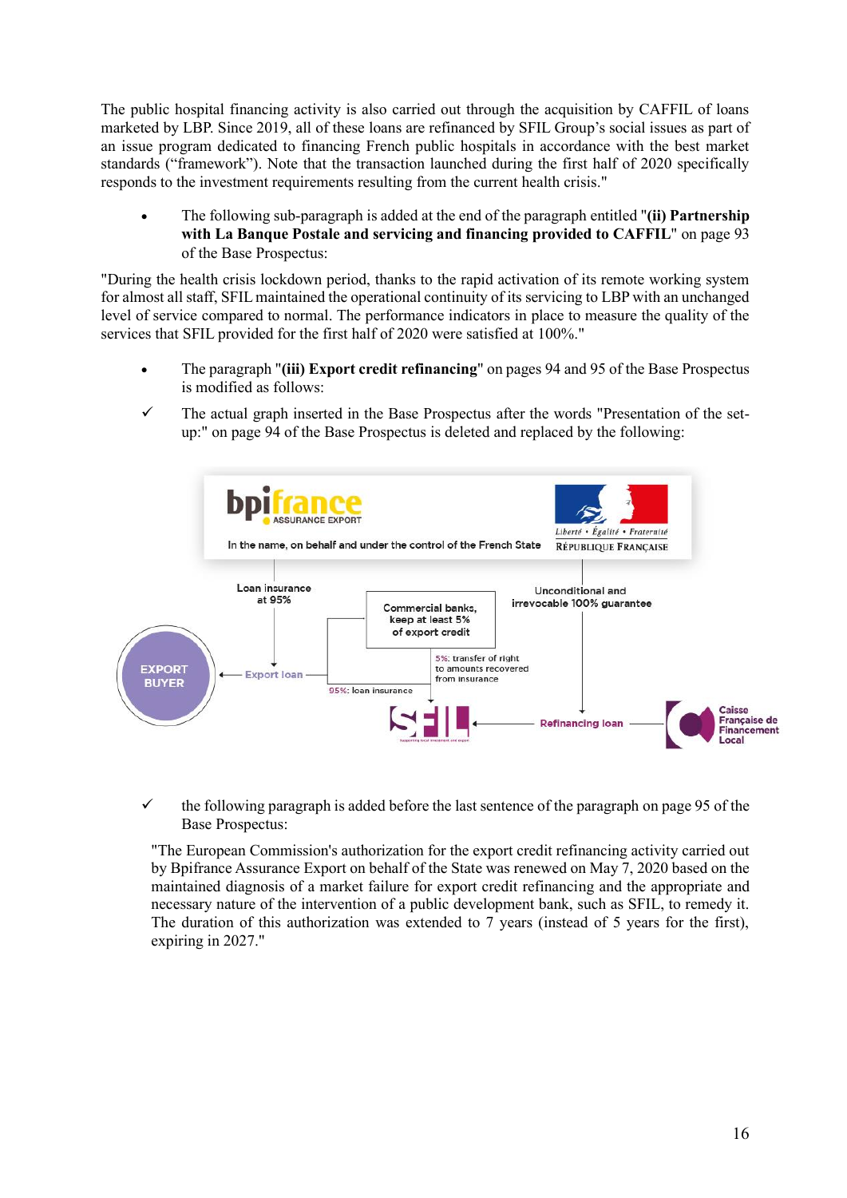The public hospital financing activity is also carried out through the acquisition by CAFFIL of loans marketed by LBP. Since 2019, all of these loans are refinanced by SFIL Group's social issues as part of an issue program dedicated to financing French public hospitals in accordance with the best market standards ("framework"). Note that the transaction launched during the first half of 2020 specifically responds to the investment requirements resulting from the current health crisis."

- The following sub-paragraph is added at the end of the paragraph entitled "**(ii) Partnership with La Banque Postale and servicing and financing provided to CAFFIL**" on page 93 of the Base Prospectus:

"During the health crisis lockdown period, thanks to the rapid activation of its remote working system for almost all staff, SFIL maintained the operational continuity of its servicing to LBP with an unchanged level of service compared to normal. The performance indicators in place to measure the quality of the services that SFIL provided for the first half of 2020 were satisfied at 100%."

- The paragraph "**(iii) Export credit refinancing**" on pages 94 and 95 of the Base Prospectus is modified as follows:

✓ The actual graph inserted in the Base Prospectus after the words "Presentation of the set-up:" on page 94 of the Base Prospectus is deleted and replaced by the following:

bpifrance ASSURANCE EXPORT — In the name, on behalf and under the control of the French State — Liberté • Égalité • Fraternité RÉPUBLIQUE FRANÇAISE

Loan insurance at 95%

Unconditional and irrevocable 100% guarantee

Commercial banks, keep at least 5% of export credit

EXPORT BUYER

Export loan

5%: transfer of right to amounts recovered from insurance

95%: loan insurance

SFIL

Refinancing loan

Caisse Française de Financement Local

✓ the following paragraph is added before the last sentence of the paragraph on page 95 of the Base Prospectus:

"The European Commission's authorization for the export credit refinancing activity carried out by Bpifrance Assurance Export on behalf of the State was renewed on May 7, 2020 based on the maintained diagnosis of a market failure for export credit refinancing and the appropriate and necessary nature of the intervention of a public development bank, such as SFIL, to remedy it. The duration of this authorization was extended to 7 years (instead of 5 years for the first), expiring in 2027."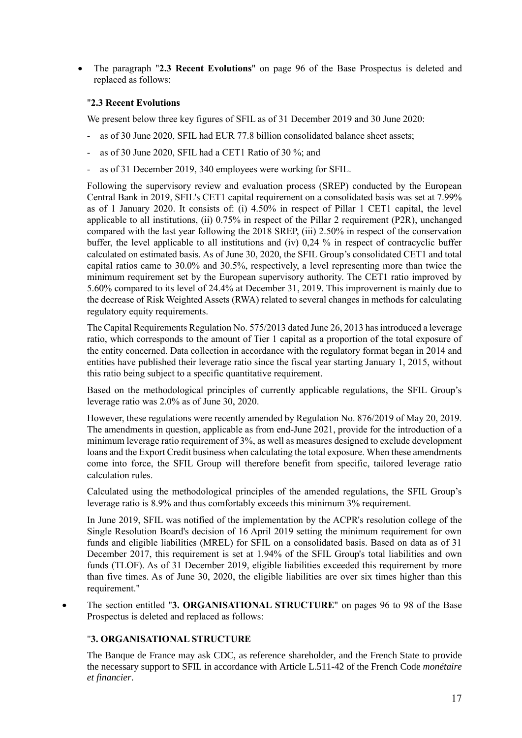- The paragraph "**2.3 Recent Evolutions**" on page 96 of the Base Prospectus is deleted and replaced as follows:

"**2.3 Recent Evolutions**

We present below three key figures of SFIL as of 31 December 2019 and 30 June 2020:

- as of 30 June 2020, SFIL had EUR 77.8 billion consolidated balance sheet assets;
- as of 30 June 2020, SFIL had a CET1 Ratio of 30 %; and
- as of 31 December 2019, 340 employees were working for SFIL.

Following the supervisory review and evaluation process (SREP) conducted by the European Central Bank in 2019, SFIL's CET1 capital requirement on a consolidated basis was set at 7.99% as of 1 January 2020. It consists of: (i) 4.50% in respect of Pillar 1 CET1 capital, the level applicable to all institutions, (ii) 0.75% in respect of the Pillar 2 requirement (P2R), unchanged compared with the last year following the 2018 SREP, (iii) 2.50% in respect of the conservation buffer, the level applicable to all institutions and (iv) 0,24 % in respect of contracyclic buffer calculated on estimated basis. As of June 30, 2020, the SFIL Group's consolidated CET1 and total capital ratios came to 30.0% and 30.5%, respectively, a level representing more than twice the minimum requirement set by the European supervisory authority. The CET1 ratio improved by 5.60% compared to its level of 24.4% at December 31, 2019. This improvement is mainly due to the decrease of Risk Weighted Assets (RWA) related to several changes in methods for calculating regulatory equity requirements.

The Capital Requirements Regulation No. 575/2013 dated June 26, 2013 has introduced a leverage ratio, which corresponds to the amount of Tier 1 capital as a proportion of the total exposure of the entity concerned. Data collection in accordance with the regulatory format began in 2014 and entities have published their leverage ratio since the fiscal year starting January 1, 2015, without this ratio being subject to a specific quantitative requirement.

Based on the methodological principles of currently applicable regulations, the SFIL Group's leverage ratio was 2.0% as of June 30, 2020.

However, these regulations were recently amended by Regulation No. 876/2019 of May 20, 2019. The amendments in question, applicable as from end-June 2021, provide for the introduction of a minimum leverage ratio requirement of 3%, as well as measures designed to exclude development loans and the Export Credit business when calculating the total exposure. When these amendments come into force, the SFIL Group will therefore benefit from specific, tailored leverage ratio calculation rules.

Calculated using the methodological principles of the amended regulations, the SFIL Group's leverage ratio is 8.9% and thus comfortably exceeds this minimum 3% requirement.

In June 2019, SFIL was notified of the implementation by the ACPR's resolution college of the Single Resolution Board's decision of 16 April 2019 setting the minimum requirement for own funds and eligible liabilities (MREL) for SFIL on a consolidated basis. Based on data as of 31 December 2017, this requirement is set at 1.94% of the SFIL Group's total liabilities and own funds (TLOF). As of 31 December 2019, eligible liabilities exceeded this requirement by more than five times. As of June 30, 2020, the eligible liabilities are over six times higher than this requirement."

- The section entitled "**3. ORGANISATIONAL STRUCTURE**" on pages 96 to 98 of the Base Prospectus is deleted and replaced as follows:

"**3. ORGANISATIONAL STRUCTURE**

The Banque de France may ask CDC, as reference shareholder, and the French State to provide the necessary support to SFIL in accordance with Article L.511-42 of the French Code *monétaire et financier*.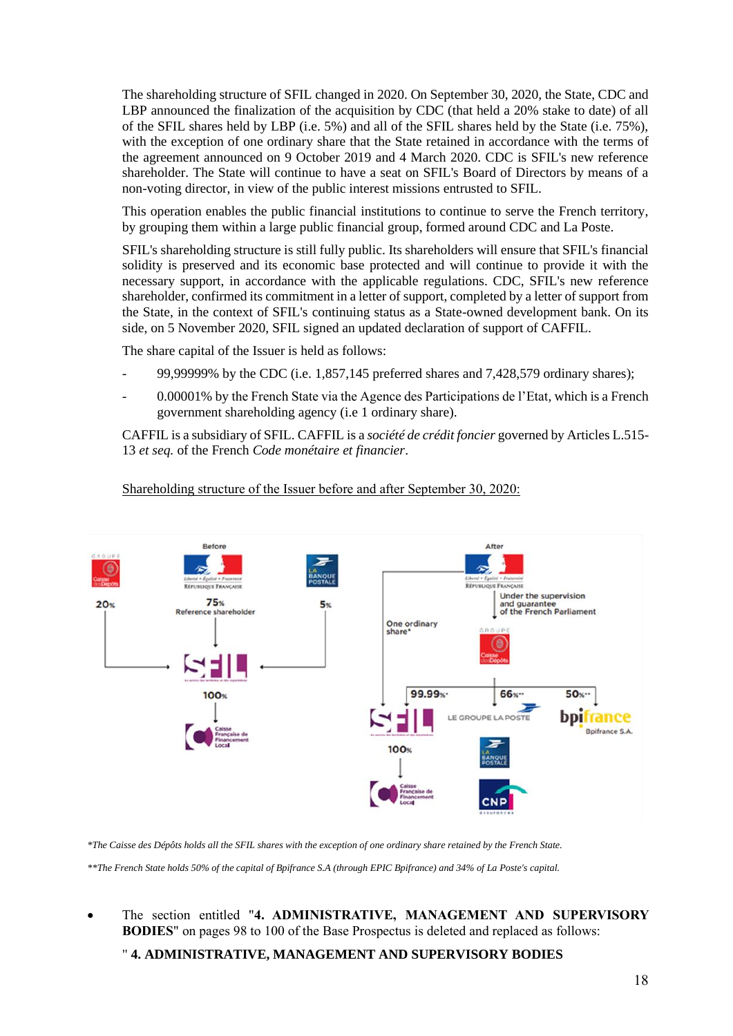The shareholding structure of SFIL changed in 2020. On September 30, 2020, the State, CDC and LBP announced the finalization of the acquisition by CDC (that held a 20% stake to date) of all of the SFIL shares held by LBP (i.e. 5%) and all of the SFIL shares held by the State (i.e. 75%), with the exception of one ordinary share that the State retained in accordance with the terms of the agreement announced on 9 October 2019 and 4 March 2020. CDC is SFIL's new reference shareholder. The State will continue to have a seat on SFIL's Board of Directors by means of a non-voting director, in view of the public interest missions entrusted to SFIL.

This operation enables the public financial institutions to continue to serve the French territory, by grouping them within a large public financial group, formed around CDC and La Poste.

SFIL's shareholding structure is still fully public. Its shareholders will ensure that SFIL's financial solidity is preserved and its economic base protected and will continue to provide it with the necessary support, in accordance with the applicable regulations. CDC, SFIL's new reference shareholder, confirmed its commitment in a letter of support, completed by a letter of support from the State, in the context of SFIL's continuing status as a State-owned development bank. On its side, on 5 November 2020, SFIL signed an updated declaration of support of CAFFIL.

The share capital of the Issuer is held as follows:

- 99,99999% by the CDC (i.e. 1,857,145 preferred shares and 7,428,579 ordinary shares);
- 0.00001% by the French State via the Agence des Participations de l'Etat, which is a French government shareholding agency (i.e 1 ordinary share).

CAFFIL is a subsidiary of SFIL. CAFFIL is a *société de crédit foncier* governed by Articles L.515-13 *et seq.* of the French *Code monétaire et financier*.

<u>Shareholding structure of the Issuer before and after September 30, 2020:</u>

Before: Caisse des Dépôts 20% → SFIL; République Française 75% Reference shareholder → SFIL; La Banque Postale 5% → SFIL; SFIL 100% → Caisse Française de Financement Local.

After: République Française (Under the supervision and guarantee of the French Parliament) → One ordinary share* → SFIL; Caisse des Dépôts → SFIL 99.99%*, Le Groupe La Poste 66%**, Bpifrance S.A. 50%**; SFIL 100% → Caisse Française de Financement Local; Le Groupe La Poste → La Banque Postale → CNP Assurances.

*\*The Caisse des Dépôts holds all the SFIL shares with the exception of one ordinary share retained by the French State.*

*\*\*The French State holds 50% of the capital of Bpifrance S.A (through EPIC Bpifrance) and 34% of La Poste's capital.*

- The section entitled "**4. ADMINISTRATIVE, MANAGEMENT AND SUPERVISORY BODIES**" on pages 98 to 100 of the Base Prospectus is deleted and replaced as follows:

" **4. ADMINISTRATIVE, MANAGEMENT AND SUPERVISORY BODIES**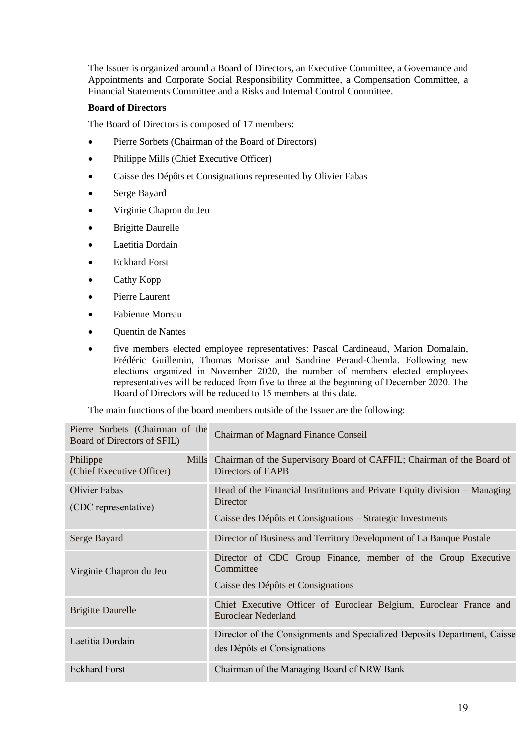The Issuer is organized around a Board of Directors, an Executive Committee, a Governance and Appointments and Corporate Social Responsibility Committee, a Compensation Committee, a Financial Statements Committee and a Risks and Internal Control Committee.

**Board of Directors**

The Board of Directors is composed of 17 members:

- Pierre Sorbets (Chairman of the Board of Directors)
- Philippe Mills (Chief Executive Officer)
- Caisse des Dépôts et Consignations represented by Olivier Fabas
- Serge Bayard
- Virginie Chapron du Jeu
- Brigitte Daurelle
- Laetitia Dordain
- Eckhard Forst
- Cathy Kopp
- Pierre Laurent
- Fabienne Moreau
- Quentin de Nantes
- five members elected employee representatives: Pascal Cardineaud, Marion Domalain, Frédéric Guillemin, Thomas Morisse and Sandrine Peraud-Chemla. Following new elections organized in November 2020, the number of members elected employees representatives will be reduced from five to three at the beginning of December 2020. The Board of Directors will be reduced to 15 members at this date.

The main functions of the board members outside of the Issuer are the following:

| | |
|---|---|
| Pierre Sorbets (Chairman of the Board of Directors of SFIL) | Chairman of Magnard Finance Conseil |
| Philippe Mills (Chief Executive Officer) | Chairman of the Supervisory Board of CAFFIL; Chairman of the Board of Directors of EAPB |
| Olivier Fabas<br>(CDC representative) | Head of the Financial Institutions and Private Equity division – Managing Director<br>Caisse des Dépôts et Consignations – Strategic Investments |
| Serge Bayard | Director of Business and Territory Development of La Banque Postale |
| Virginie Chapron du Jeu | Director of CDC Group Finance, member of the Group Executive Committee<br>Caisse des Dépôts et Consignations |
| Brigitte Daurelle | Chief Executive Officer of Euroclear Belgium, Euroclear France and Euroclear Nederland |
| Laetitia Dordain | Director of the Consignments and Specialized Deposits Department, Caisse des Dépôts et Consignations |
| Eckhard Forst | Chairman of the Managing Board of NRW Bank |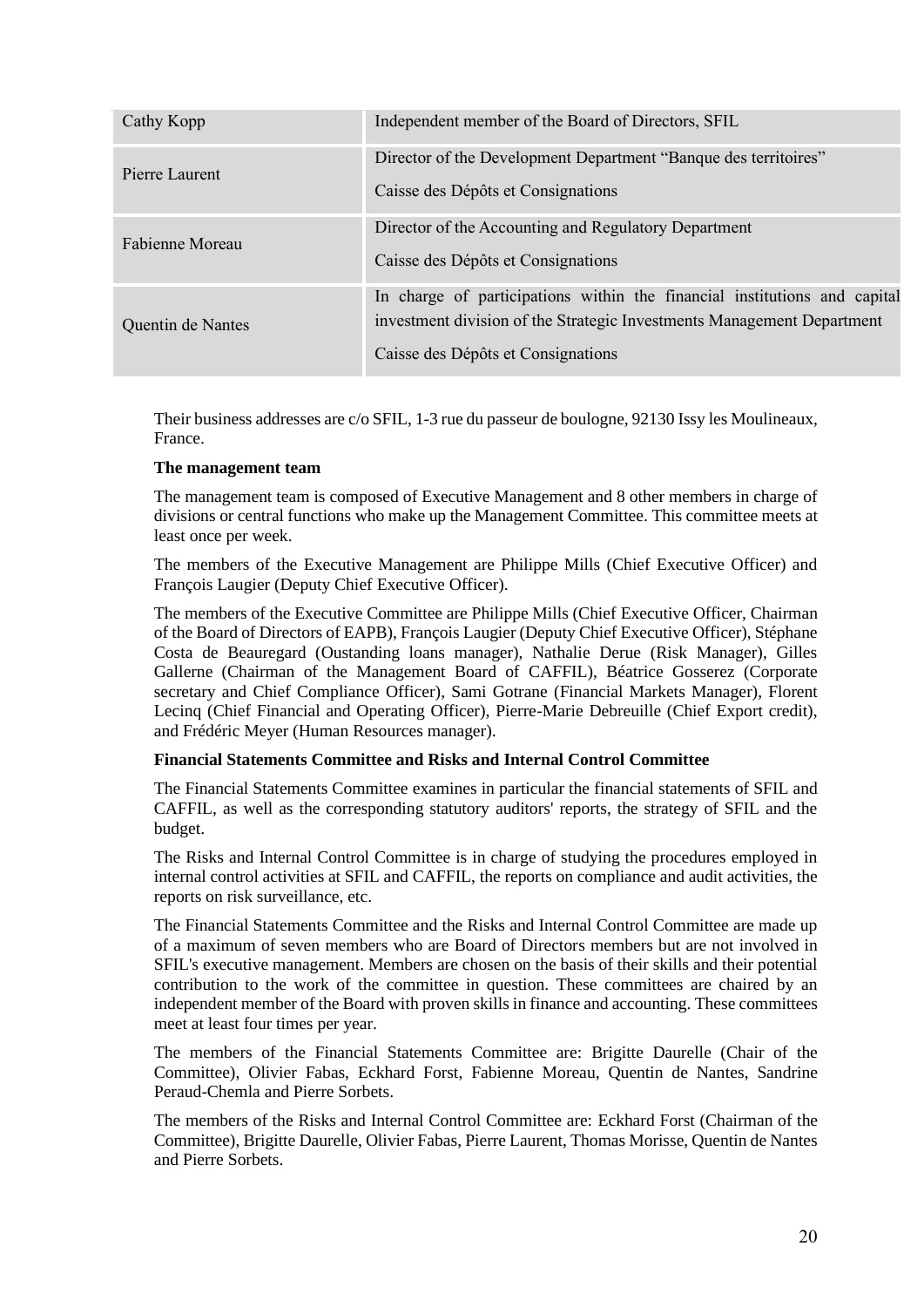| | |
|---|---|
| Cathy Kopp | Independent member of the Board of Directors, SFIL |
| Pierre Laurent | Director of the Development Department "Banque des territoires"<br>Caisse des Dépôts et Consignations |
| Fabienne Moreau | Director of the Accounting and Regulatory Department<br>Caisse des Dépôts et Consignations |
| Quentin de Nantes | In charge of participations within the financial institutions and capital investment division of the Strategic Investments Management Department<br>Caisse des Dépôts et Consignations |

Their business addresses are c/o SFIL, 1-3 rue du passeur de boulogne, 92130 Issy les Moulineaux, France.

**The management team**

The management team is composed of Executive Management and 8 other members in charge of divisions or central functions who make up the Management Committee. This committee meets at least once per week.

The members of the Executive Management are Philippe Mills (Chief Executive Officer) and François Laugier (Deputy Chief Executive Officer).

The members of the Executive Committee are Philippe Mills (Chief Executive Officer, Chairman of the Board of Directors of EAPB), François Laugier (Deputy Chief Executive Officer), Stéphane Costa de Beauregard (Oustanding loans manager), Nathalie Derue (Risk Manager), Gilles Gallerne (Chairman of the Management Board of CAFFIL), Béatrice Gosserez (Corporate secretary and Chief Compliance Officer), Sami Gotrane (Financial Markets Manager), Florent Lecinq (Chief Financial and Operating Officer), Pierre-Marie Debreuille (Chief Export credit), and Frédéric Meyer (Human Resources manager).

**Financial Statements Committee and Risks and Internal Control Committee**

The Financial Statements Committee examines in particular the financial statements of SFIL and CAFFIL, as well as the corresponding statutory auditors' reports, the strategy of SFIL and the budget.

The Risks and Internal Control Committee is in charge of studying the procedures employed in internal control activities at SFIL and CAFFIL, the reports on compliance and audit activities, the reports on risk surveillance, etc.

The Financial Statements Committee and the Risks and Internal Control Committee are made up of a maximum of seven members who are Board of Directors members but are not involved in SFIL's executive management. Members are chosen on the basis of their skills and their potential contribution to the work of the committee in question. These committees are chaired by an independent member of the Board with proven skills in finance and accounting. These committees meet at least four times per year.

The members of the Financial Statements Committee are: Brigitte Daurelle (Chair of the Committee), Olivier Fabas, Eckhard Forst, Fabienne Moreau, Quentin de Nantes, Sandrine Peraud-Chemla and Pierre Sorbets.

The members of the Risks and Internal Control Committee are: Eckhard Forst (Chairman of the Committee), Brigitte Daurelle, Olivier Fabas, Pierre Laurent, Thomas Morisse, Quentin de Nantes and Pierre Sorbets.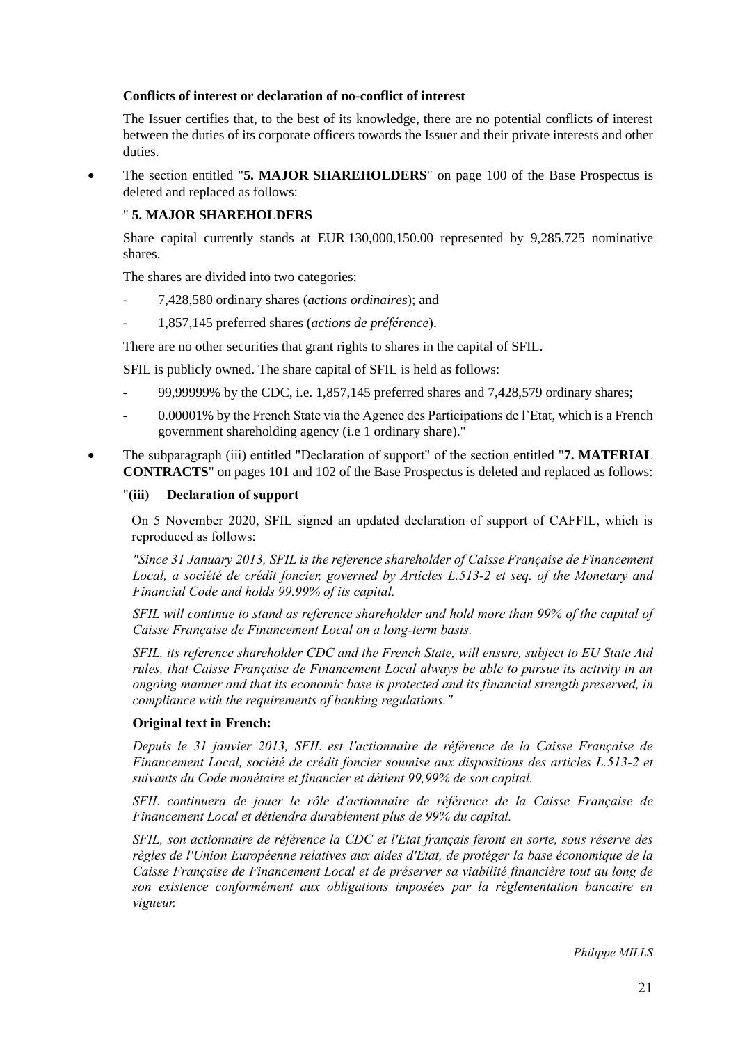**Conflicts of interest or declaration of no-conflict of interest**

The Issuer certifies that, to the best of its knowledge, there are no potential conflicts of interest between the duties of its corporate officers towards the Issuer and their private interests and other duties.

- The section entitled "**5. MAJOR SHAREHOLDERS**" on page 100 of the Base Prospectus is deleted and replaced as follows:

" **5. MAJOR SHAREHOLDERS**

Share capital currently stands at EUR 130,000,150.00 represented by 9,285,725 nominative shares.

The shares are divided into two categories:

- 7,428,580 ordinary shares (*actions ordinaires*); and
- 1,857,145 preferred shares (*actions de préférence*).

There are no other securities that grant rights to shares in the capital of SFIL.

SFIL is publicly owned. The share capital of SFIL is held as follows:

- 99,99999% by the CDC, i.e. 1,857,145 preferred shares and 7,428,579 ordinary shares;
- 0.00001% by the French State via the Agence des Participations de l'Etat, which is a French government shareholding agency (i.e 1 ordinary share)."

- The subparagraph (iii) entitled "Declaration of support" of the section entitled "**7. MATERIAL CONTRACTS**" on pages 101 and 102 of the Base Prospectus is deleted and replaced as follows:

"**(iii) Declaration of support**

On 5 November 2020, SFIL signed an updated declaration of support of CAFFIL, which is reproduced as follows:

*"Since 31 January 2013, SFIL is the reference shareholder of Caisse Française de Financement Local, a société de crédit foncier, governed by Articles L.513-2 et seq. of the Monetary and Financial Code and holds 99.99% of its capital.*

*SFIL will continue to stand as reference shareholder and hold more than 99% of the capital of Caisse Française de Financement Local on a long-term basis.*

*SFIL, its reference shareholder CDC and the French State, will ensure, subject to EU State Aid rules, that Caisse Française de Financement Local always be able to pursue its activity in an ongoing manner and that its economic base is protected and its financial strength preserved, in compliance with the requirements of banking regulations."*

**Original text in French:**

*Depuis le 31 janvier 2013, SFIL est l'actionnaire de référence de la Caisse Française de Financement Local, société de crédit foncier soumise aux dispositions des articles L.513-2 et suivants du Code monétaire et financier et détient 99,99% de son capital.*

*SFIL continuera de jouer le rôle d'actionnaire de référence de la Caisse Française de Financement Local et détiendra durablement plus de 99% du capital.*

*SFIL, son actionnaire de référence la CDC et l'Etat français feront en sorte, sous réserve des règles de l'Union Européenne relatives aux aides d'Etat, de protéger la base économique de la Caisse Française de Financement Local et de préserver sa viabilité financière tout au long de son existence conformément aux obligations imposées par la règlementation bancaire en vigueur.*

*Philippe MILLS*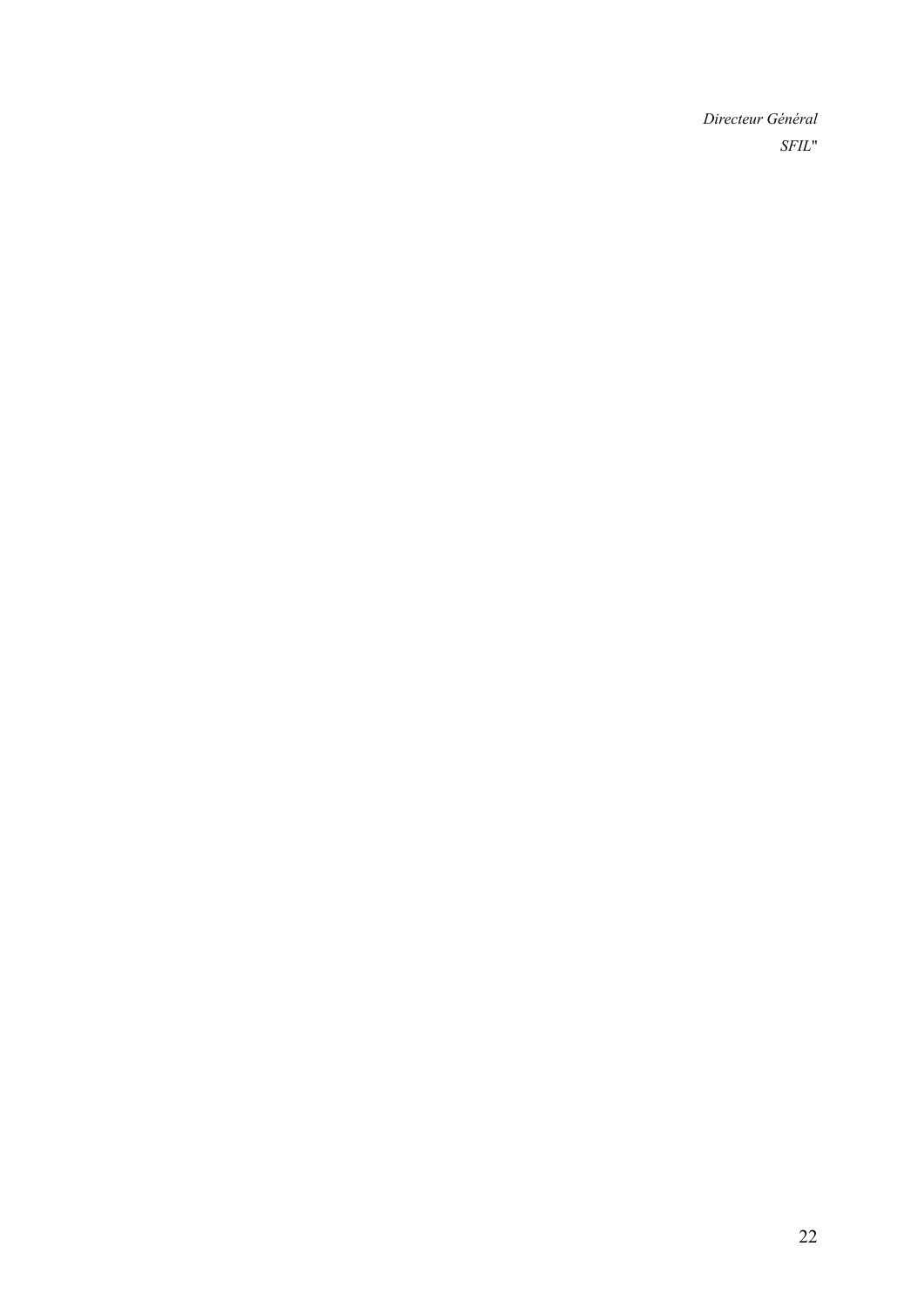*Directeur Général*

*SFIL*"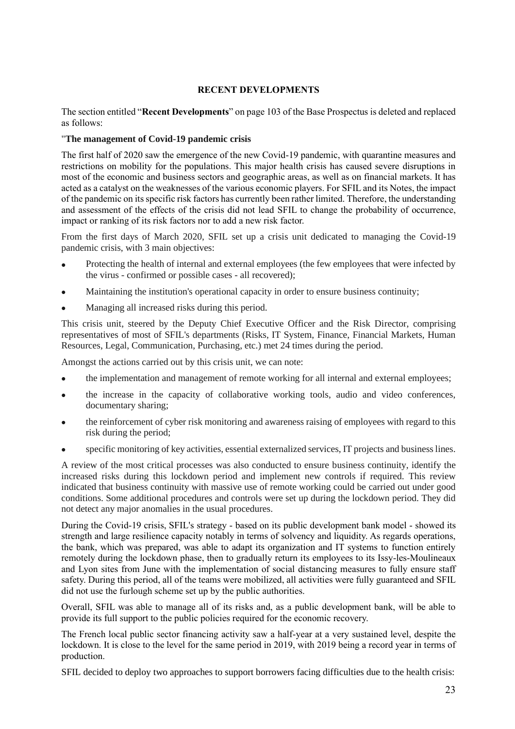## RECENT DEVELOPMENTS

The section entitled "**Recent Developments**" on page 103 of the Base Prospectus is deleted and replaced as follows:

"**The management of Covid-19 pandemic crisis**

The first half of 2020 saw the emergence of the new Covid-19 pandemic, with quarantine measures and restrictions on mobility for the populations. This major health crisis has caused severe disruptions in most of the economic and business sectors and geographic areas, as well as on financial markets. It has acted as a catalyst on the weaknesses of the various economic players. For SFIL and its Notes, the impact of the pandemic on its specific risk factors has currently been rather limited. Therefore, the understanding and assessment of the effects of the crisis did not lead SFIL to change the probability of occurrence, impact or ranking of its risk factors nor to add a new risk factor.

From the first days of March 2020, SFIL set up a crisis unit dedicated to managing the Covid-19 pandemic crisis, with 3 main objectives:

- Protecting the health of internal and external employees (the few employees that were infected by the virus - confirmed or possible cases - all recovered);
- Maintaining the institution's operational capacity in order to ensure business continuity;
- Managing all increased risks during this period.

This crisis unit, steered by the Deputy Chief Executive Officer and the Risk Director, comprising representatives of most of SFIL's departments (Risks, IT System, Finance, Financial Markets, Human Resources, Legal, Communication, Purchasing, etc.) met 24 times during the period.

Amongst the actions carried out by this crisis unit, we can note:

- the implementation and management of remote working for all internal and external employees;
- the increase in the capacity of collaborative working tools, audio and video conferences, documentary sharing;
- the reinforcement of cyber risk monitoring and awareness raising of employees with regard to this risk during the period;
- specific monitoring of key activities, essential externalized services, IT projects and business lines.

A review of the most critical processes was also conducted to ensure business continuity, identify the increased risks during this lockdown period and implement new controls if required. This review indicated that business continuity with massive use of remote working could be carried out under good conditions. Some additional procedures and controls were set up during the lockdown period. They did not detect any major anomalies in the usual procedures.

During the Covid-19 crisis, SFIL's strategy - based on its public development bank model - showed its strength and large resilience capacity notably in terms of solvency and liquidity. As regards operations, the bank, which was prepared, was able to adapt its organization and IT systems to function entirely remotely during the lockdown phase, then to gradually return its employees to its Issy-les-Moulineaux and Lyon sites from June with the implementation of social distancing measures to fully ensure staff safety. During this period, all of the teams were mobilized, all activities were fully guaranteed and SFIL did not use the furlough scheme set up by the public authorities.

Overall, SFIL was able to manage all of its risks and, as a public development bank, will be able to provide its full support to the public policies required for the economic recovery.

The French local public sector financing activity saw a half-year at a very sustained level, despite the lockdown. It is close to the level for the same period in 2019, with 2019 being a record year in terms of production.

SFIL decided to deploy two approaches to support borrowers facing difficulties due to the health crisis: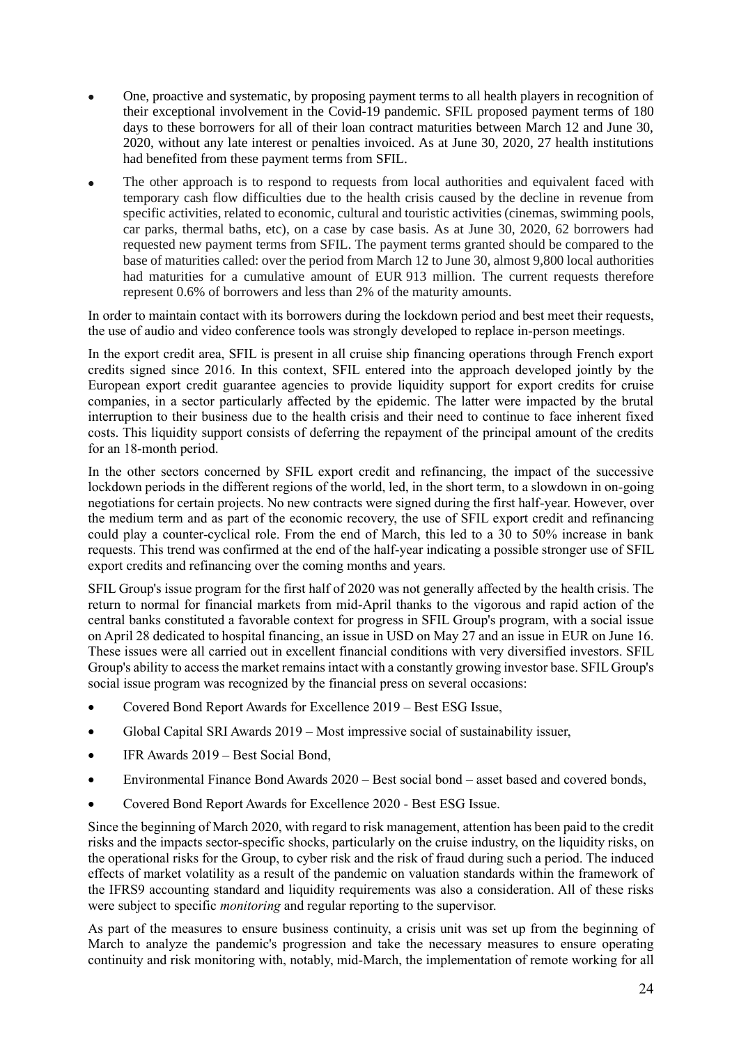- One, proactive and systematic, by proposing payment terms to all health players in recognition of their exceptional involvement in the Covid-19 pandemic. SFIL proposed payment terms of 180 days to these borrowers for all of their loan contract maturities between March 12 and June 30, 2020, without any late interest or penalties invoiced. As at June 30, 2020, 27 health institutions had benefited from these payment terms from SFIL.
- The other approach is to respond to requests from local authorities and equivalent faced with temporary cash flow difficulties due to the health crisis caused by the decline in revenue from specific activities, related to economic, cultural and touristic activities (cinemas, swimming pools, car parks, thermal baths, etc), on a case by case basis. As at June 30, 2020, 62 borrowers had requested new payment terms from SFIL. The payment terms granted should be compared to the base of maturities called: over the period from March 12 to June 30, almost 9,800 local authorities had maturities for a cumulative amount of EUR 913 million. The current requests therefore represent 0.6% of borrowers and less than 2% of the maturity amounts.

In order to maintain contact with its borrowers during the lockdown period and best meet their requests, the use of audio and video conference tools was strongly developed to replace in-person meetings.

In the export credit area, SFIL is present in all cruise ship financing operations through French export credits signed since 2016. In this context, SFIL entered into the approach developed jointly by the European export credit guarantee agencies to provide liquidity support for export credits for cruise companies, in a sector particularly affected by the epidemic. The latter were impacted by the brutal interruption to their business due to the health crisis and their need to continue to face inherent fixed costs. This liquidity support consists of deferring the repayment of the principal amount of the credits for an 18-month period.

In the other sectors concerned by SFIL export credit and refinancing, the impact of the successive lockdown periods in the different regions of the world, led, in the short term, to a slowdown in on-going negotiations for certain projects. No new contracts were signed during the first half-year. However, over the medium term and as part of the economic recovery, the use of SFIL export credit and refinancing could play a counter-cyclical role. From the end of March, this led to a 30 to 50% increase in bank requests. This trend was confirmed at the end of the half-year indicating a possible stronger use of SFIL export credits and refinancing over the coming months and years.

SFIL Group's issue program for the first half of 2020 was not generally affected by the health crisis. The return to normal for financial markets from mid-April thanks to the vigorous and rapid action of the central banks constituted a favorable context for progress in SFIL Group's program, with a social issue on April 28 dedicated to hospital financing, an issue in USD on May 27 and an issue in EUR on June 16. These issues were all carried out in excellent financial conditions with very diversified investors. SFIL Group's ability to access the market remains intact with a constantly growing investor base. SFIL Group's social issue program was recognized by the financial press on several occasions:

- Covered Bond Report Awards for Excellence 2019 – Best ESG Issue,
- Global Capital SRI Awards 2019 – Most impressive social of sustainability issuer,
- IFR Awards 2019 – Best Social Bond,
- Environmental Finance Bond Awards 2020 – Best social bond – asset based and covered bonds,
- Covered Bond Report Awards for Excellence 2020 - Best ESG Issue.

Since the beginning of March 2020, with regard to risk management, attention has been paid to the credit risks and the impacts sector-specific shocks, particularly on the cruise industry, on the liquidity risks, on the operational risks for the Group, to cyber risk and the risk of fraud during such a period. The induced effects of market volatility as a result of the pandemic on valuation standards within the framework of the IFRS9 accounting standard and liquidity requirements was also a consideration. All of these risks were subject to specific *monitoring* and regular reporting to the supervisor.

As part of the measures to ensure business continuity, a crisis unit was set up from the beginning of March to analyze the pandemic's progression and take the necessary measures to ensure operating continuity and risk monitoring with, notably, mid-March, the implementation of remote working for all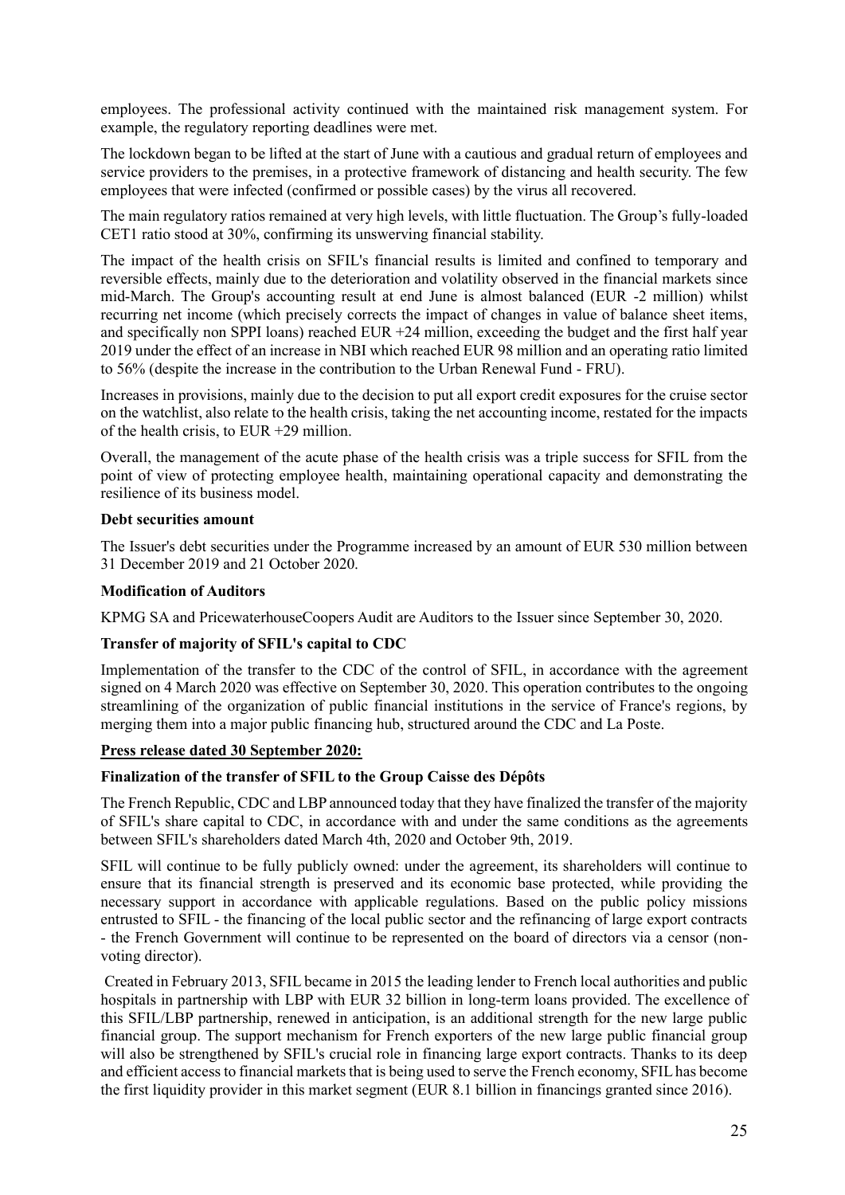employees. The professional activity continued with the maintained risk management system. For example, the regulatory reporting deadlines were met.

The lockdown began to be lifted at the start of June with a cautious and gradual return of employees and service providers to the premises, in a protective framework of distancing and health security. The few employees that were infected (confirmed or possible cases) by the virus all recovered.

The main regulatory ratios remained at very high levels, with little fluctuation. The Group's fully-loaded CET1 ratio stood at 30%, confirming its unswerving financial stability.

The impact of the health crisis on SFIL's financial results is limited and confined to temporary and reversible effects, mainly due to the deterioration and volatility observed in the financial markets since mid-March. The Group's accounting result at end June is almost balanced (EUR -2 million) whilst recurring net income (which precisely corrects the impact of changes in value of balance sheet items, and specifically non SPPI loans) reached EUR +24 million, exceeding the budget and the first half year 2019 under the effect of an increase in NBI which reached EUR 98 million and an operating ratio limited to 56% (despite the increase in the contribution to the Urban Renewal Fund - FRU).

Increases in provisions, mainly due to the decision to put all export credit exposures for the cruise sector on the watchlist, also relate to the health crisis, taking the net accounting income, restated for the impacts of the health crisis, to EUR +29 million.

Overall, the management of the acute phase of the health crisis was a triple success for SFIL from the point of view of protecting employee health, maintaining operational capacity and demonstrating the resilience of its business model.

**Debt securities amount**

The Issuer's debt securities under the Programme increased by an amount of EUR 530 million between 31 December 2019 and 21 October 2020.

**Modification of Auditors**

KPMG SA and PricewaterhouseCoopers Audit are Auditors to the Issuer since September 30, 2020.

**Transfer of majority of SFIL's capital to CDC**

Implementation of the transfer to the CDC of the control of SFIL, in accordance with the agreement signed on 4 March 2020 was effective on September 30, 2020. This operation contributes to the ongoing streamlining of the organization of public financial institutions in the service of France's regions, by merging them into a major public financing hub, structured around the CDC and La Poste.

**Press release dated 30 September 2020:**

**Finalization of the transfer of SFIL to the Group Caisse des Dépôts**

The French Republic, CDC and LBP announced today that they have finalized the transfer of the majority of SFIL's share capital to CDC, in accordance with and under the same conditions as the agreements between SFIL's shareholders dated March 4th, 2020 and October 9th, 2019.

SFIL will continue to be fully publicly owned: under the agreement, its shareholders will continue to ensure that its financial strength is preserved and its economic base protected, while providing the necessary support in accordance with applicable regulations. Based on the public policy missions entrusted to SFIL - the financing of the local public sector and the refinancing of large export contracts - the French Government will continue to be represented on the board of directors via a censor (non-voting director).

Created in February 2013, SFIL became in 2015 the leading lender to French local authorities and public hospitals in partnership with LBP with EUR 32 billion in long-term loans provided. The excellence of this SFIL/LBP partnership, renewed in anticipation, is an additional strength for the new large public financial group. The support mechanism for French exporters of the new large public financial group will also be strengthened by SFIL's crucial role in financing large export contracts. Thanks to its deep and efficient access to financial markets that is being used to serve the French economy, SFIL has become the first liquidity provider in this market segment (EUR 8.1 billion in financings granted since 2016).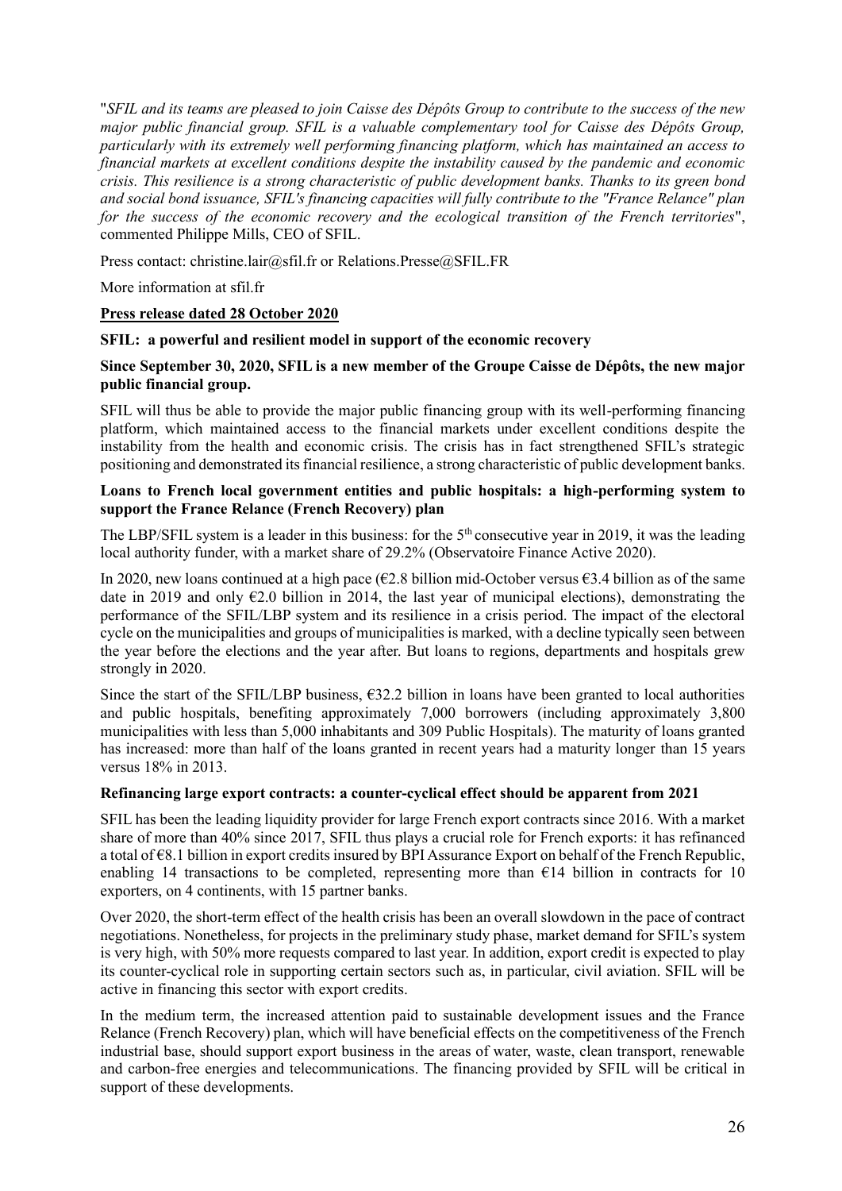"*SFIL and its teams are pleased to join Caisse des Dépôts Group to contribute to the success of the new major public financial group. SFIL is a valuable complementary tool for Caisse des Dépôts Group, particularly with its extremely well performing financing platform, which has maintained an access to financial markets at excellent conditions despite the instability caused by the pandemic and economic crisis. This resilience is a strong characteristic of public development banks. Thanks to its green bond and social bond issuance, SFIL's financing capacities will fully contribute to the "France Relance" plan for the success of the economic recovery and the ecological transition of the French territories*", commented Philippe Mills, CEO of SFIL.

Press contact: christine.lair@sfil.fr or Relations.Presse@SFIL.FR

More information at sfil.fr

**Press release dated 28 October 2020**

**SFIL: a powerful and resilient model in support of the economic recovery**

**Since September 30, 2020, SFIL is a new member of the Groupe Caisse de Dépôts, the new major public financial group.**

SFIL will thus be able to provide the major public financing group with its well-performing financing platform, which maintained access to the financial markets under excellent conditions despite the instability from the health and economic crisis. The crisis has in fact strengthened SFIL's strategic positioning and demonstrated its financial resilience, a strong characteristic of public development banks.

**Loans to French local government entities and public hospitals: a high-performing system to support the France Relance (French Recovery) plan**

The LBP/SFIL system is a leader in this business: for the 5th consecutive year in 2019, it was the leading local authority funder, with a market share of 29.2% (Observatoire Finance Active 2020).

In 2020, new loans continued at a high pace (€2.8 billion mid-October versus €3.4 billion as of the same date in 2019 and only €2.0 billion in 2014, the last year of municipal elections), demonstrating the performance of the SFIL/LBP system and its resilience in a crisis period. The impact of the electoral cycle on the municipalities and groups of municipalities is marked, with a decline typically seen between the year before the elections and the year after. But loans to regions, departments and hospitals grew strongly in 2020.

Since the start of the SFIL/LBP business, €32.2 billion in loans have been granted to local authorities and public hospitals, benefiting approximately 7,000 borrowers (including approximately 3,800 municipalities with less than 5,000 inhabitants and 309 Public Hospitals). The maturity of loans granted has increased: more than half of the loans granted in recent years had a maturity longer than 15 years versus 18% in 2013.

**Refinancing large export contracts: a counter-cyclical effect should be apparent from 2021**

SFIL has been the leading liquidity provider for large French export contracts since 2016. With a market share of more than 40% since 2017, SFIL thus plays a crucial role for French exports: it has refinanced a total of €8.1 billion in export credits insured by BPI Assurance Export on behalf of the French Republic, enabling 14 transactions to be completed, representing more than €14 billion in contracts for 10 exporters, on 4 continents, with 15 partner banks.

Over 2020, the short-term effect of the health crisis has been an overall slowdown in the pace of contract negotiations. Nonetheless, for projects in the preliminary study phase, market demand for SFIL's system is very high, with 50% more requests compared to last year. In addition, export credit is expected to play its counter-cyclical role in supporting certain sectors such as, in particular, civil aviation. SFIL will be active in financing this sector with export credits.

In the medium term, the increased attention paid to sustainable development issues and the France Relance (French Recovery) plan, which will have beneficial effects on the competitiveness of the French industrial base, should support export business in the areas of water, waste, clean transport, renewable and carbon-free energies and telecommunications. The financing provided by SFIL will be critical in support of these developments.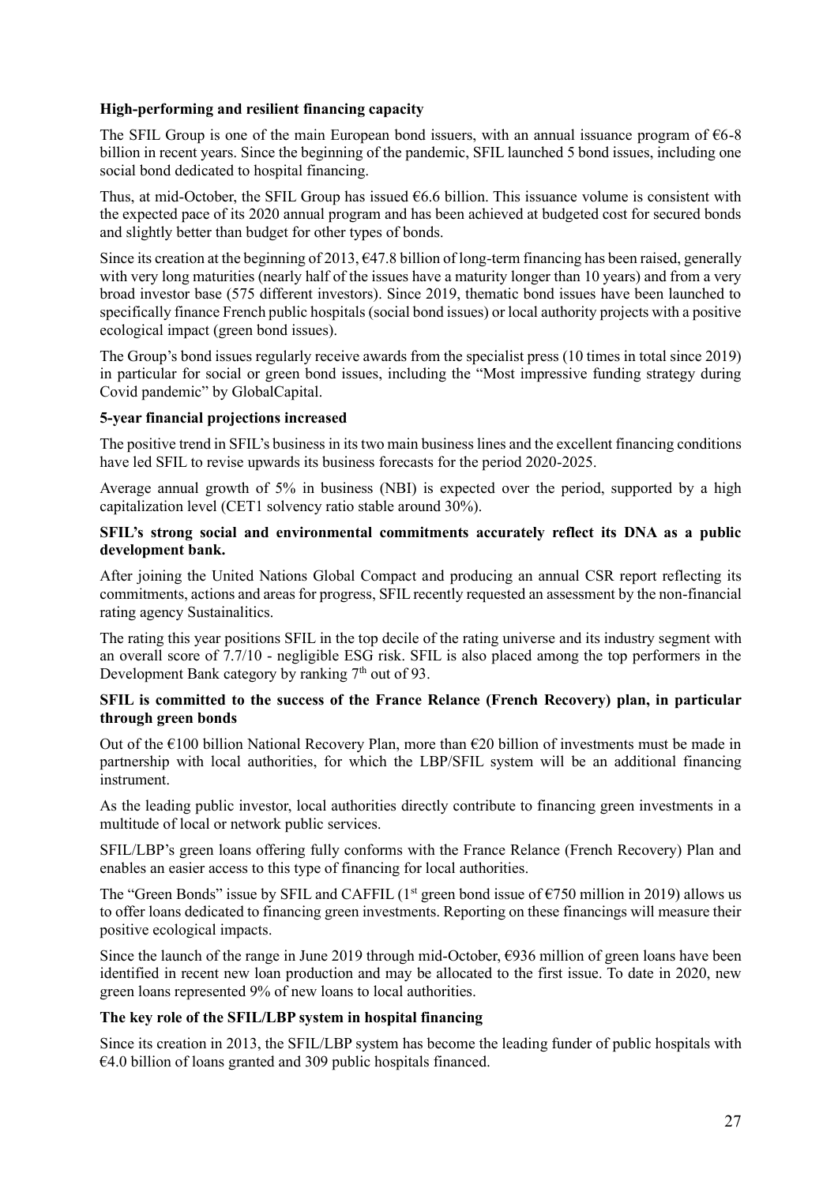**High-performing and resilient financing capacity**

The SFIL Group is one of the main European bond issuers, with an annual issuance program of €6-8 billion in recent years. Since the beginning of the pandemic, SFIL launched 5 bond issues, including one social bond dedicated to hospital financing.

Thus, at mid-October, the SFIL Group has issued €6.6 billion. This issuance volume is consistent with the expected pace of its 2020 annual program and has been achieved at budgeted cost for secured bonds and slightly better than budget for other types of bonds.

Since its creation at the beginning of 2013, €47.8 billion of long-term financing has been raised, generally with very long maturities (nearly half of the issues have a maturity longer than 10 years) and from a very broad investor base (575 different investors). Since 2019, thematic bond issues have been launched to specifically finance French public hospitals (social bond issues) or local authority projects with a positive ecological impact (green bond issues).

The Group's bond issues regularly receive awards from the specialist press (10 times in total since 2019) in particular for social or green bond issues, including the "Most impressive funding strategy during Covid pandemic" by GlobalCapital.

**5-year financial projections increased**

The positive trend in SFIL's business in its two main business lines and the excellent financing conditions have led SFIL to revise upwards its business forecasts for the period 2020-2025.

Average annual growth of 5% in business (NBI) is expected over the period, supported by a high capitalization level (CET1 solvency ratio stable around 30%).

**SFIL's strong social and environmental commitments accurately reflect its DNA as a public development bank.**

After joining the United Nations Global Compact and producing an annual CSR report reflecting its commitments, actions and areas for progress, SFIL recently requested an assessment by the non-financial rating agency Sustainalitics.

The rating this year positions SFIL in the top decile of the rating universe and its industry segment with an overall score of 7.7/10 - negligible ESG risk. SFIL is also placed among the top performers in the Development Bank category by ranking 7th out of 93.

**SFIL is committed to the success of the France Relance (French Recovery) plan, in particular through green bonds**

Out of the €100 billion National Recovery Plan, more than €20 billion of investments must be made in partnership with local authorities, for which the LBP/SFIL system will be an additional financing instrument.

As the leading public investor, local authorities directly contribute to financing green investments in a multitude of local or network public services.

SFIL/LBP's green loans offering fully conforms with the France Relance (French Recovery) Plan and enables an easier access to this type of financing for local authorities.

The "Green Bonds" issue by SFIL and CAFFIL (1st green bond issue of €750 million in 2019) allows us to offer loans dedicated to financing green investments. Reporting on these financings will measure their positive ecological impacts.

Since the launch of the range in June 2019 through mid-October, €936 million of green loans have been identified in recent new loan production and may be allocated to the first issue. To date in 2020, new green loans represented 9% of new loans to local authorities.

**The key role of the SFIL/LBP system in hospital financing**

Since its creation in 2013, the SFIL/LBP system has become the leading funder of public hospitals with €4.0 billion of loans granted and 309 public hospitals financed.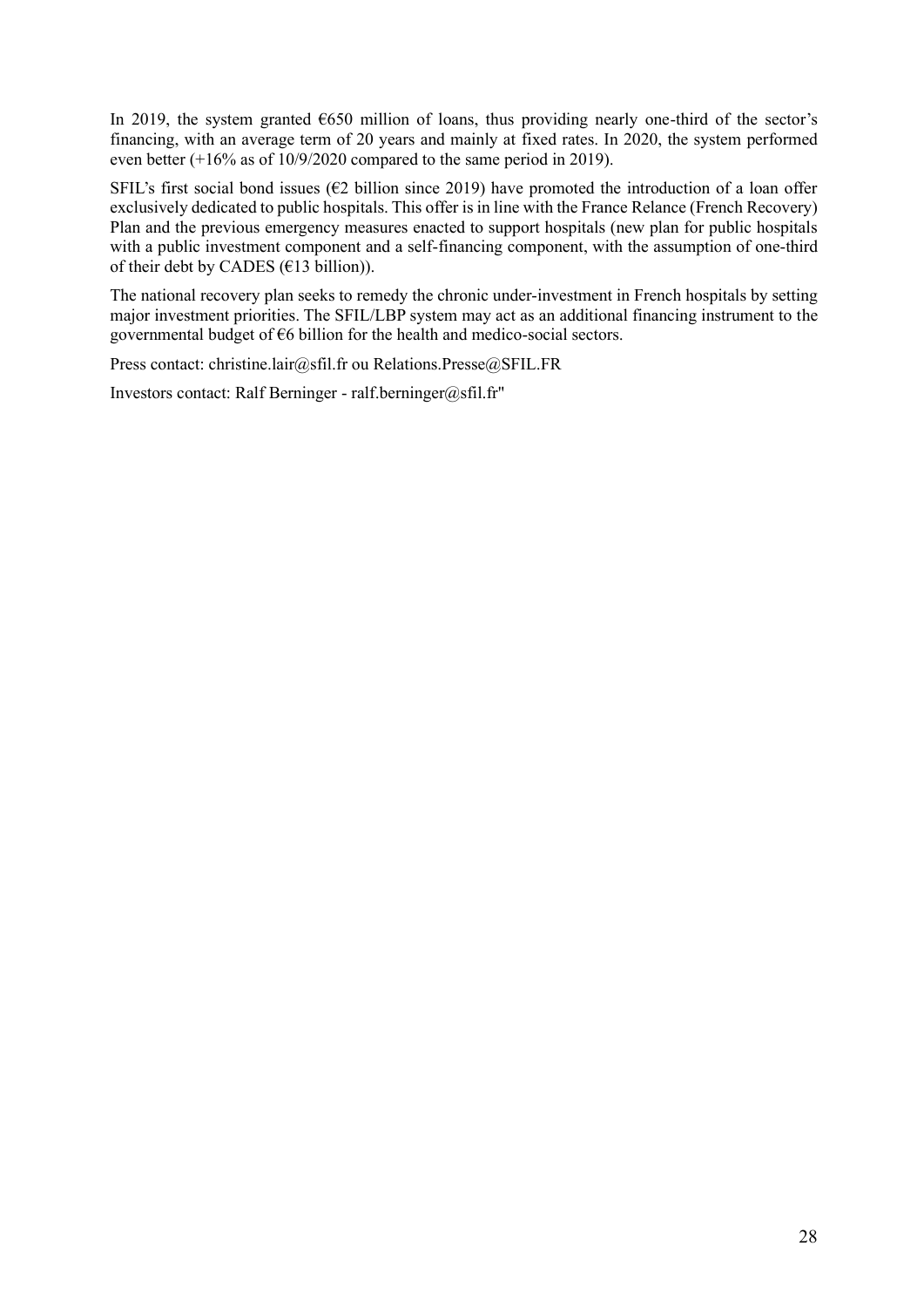In 2019, the system granted €650 million of loans, thus providing nearly one-third of the sector's financing, with an average term of 20 years and mainly at fixed rates. In 2020, the system performed even better (+16% as of 10/9/2020 compared to the same period in 2019).

SFIL's first social bond issues (€2 billion since 2019) have promoted the introduction of a loan offer exclusively dedicated to public hospitals. This offer is in line with the France Relance (French Recovery) Plan and the previous emergency measures enacted to support hospitals (new plan for public hospitals with a public investment component and a self-financing component, with the assumption of one-third of their debt by CADES (€13 billion)).

The national recovery plan seeks to remedy the chronic under-investment in French hospitals by setting major investment priorities. The SFIL/LBP system may act as an additional financing instrument to the governmental budget of €6 billion for the health and medico-social sectors.

Press contact: christine.lair@sfil.fr ou Relations.Presse@SFIL.FR

Investors contact: Ralf Berninger - ralf.berninger@sfil.fr"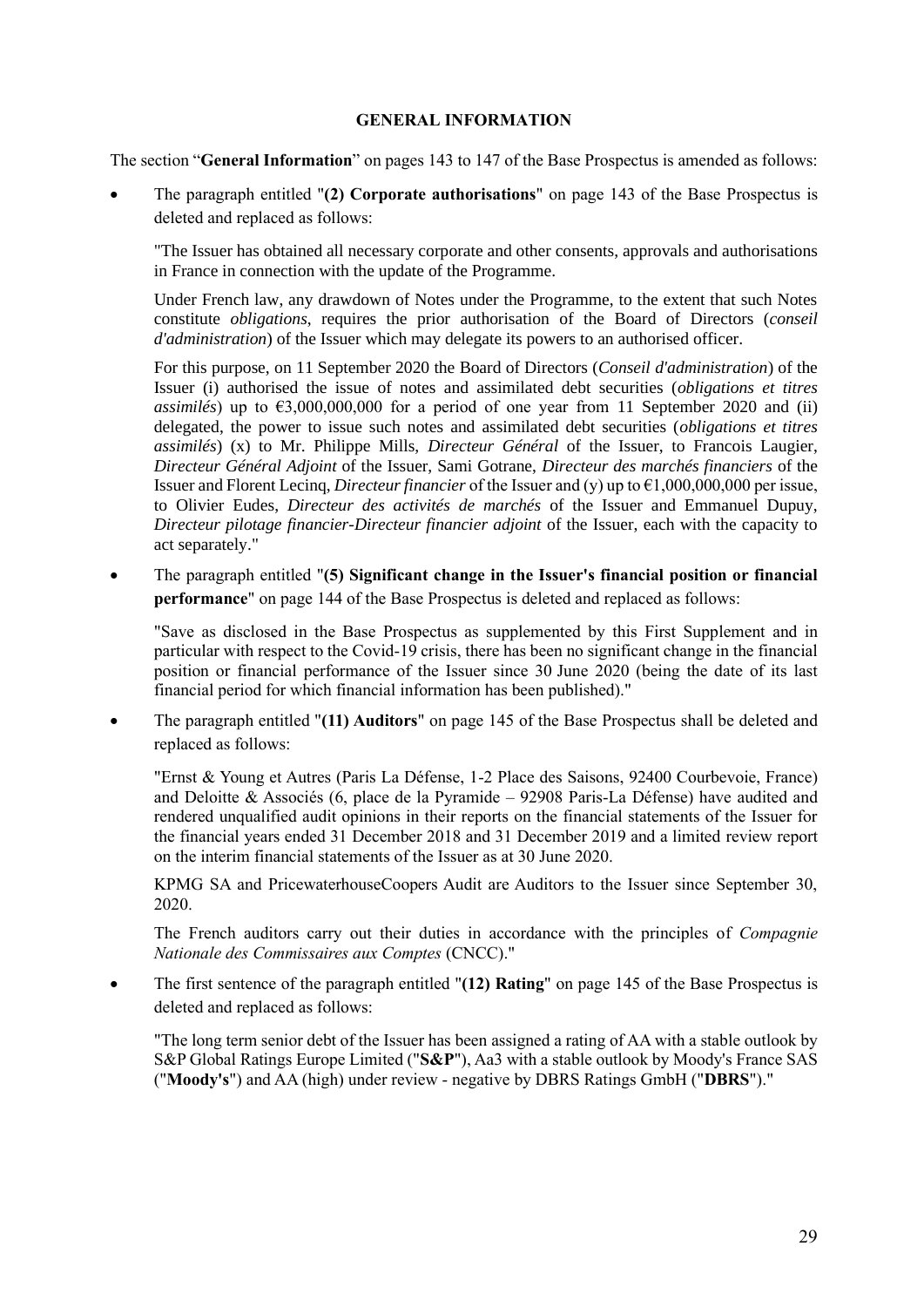## GENERAL INFORMATION

The section "**General Information**" on pages 143 to 147 of the Base Prospectus is amended as follows:

- The paragraph entitled "**(2) Corporate authorisations**" on page 143 of the Base Prospectus is deleted and replaced as follows:

  "The Issuer has obtained all necessary corporate and other consents, approvals and authorisations in France in connection with the update of the Programme.

  Under French law, any drawdown of Notes under the Programme, to the extent that such Notes constitute *obligations*, requires the prior authorisation of the Board of Directors (*conseil d'administration*) of the Issuer which may delegate its powers to an authorised officer.

  For this purpose, on 11 September 2020 the Board of Directors (*Conseil d'administration*) of the Issuer (i) authorised the issue of notes and assimilated debt securities (*obligations et titres assimilés*) up to €3,000,000,000 for a period of one year from 11 September 2020 and (ii) delegated, the power to issue such notes and assimilated debt securities (*obligations et titres assimilés*) (x) to Mr. Philippe Mills, *Directeur Général* of the Issuer, to Francois Laugier, *Directeur Général Adjoint* of the Issuer, Sami Gotrane, *Directeur des marchés financiers* of the Issuer and Florent Lecinq, *Directeur financier* of the Issuer and (y) up to €1,000,000,000 per issue, to Olivier Eudes, *Directeur des activités de marchés* of the Issuer and Emmanuel Dupuy, *Directeur pilotage financier-Directeur financier adjoint* of the Issuer, each with the capacity to act separately."

- The paragraph entitled "**(5) Significant change in the Issuer's financial position or financial performance**" on page 144 of the Base Prospectus is deleted and replaced as follows:

  "Save as disclosed in the Base Prospectus as supplemented by this First Supplement and in particular with respect to the Covid-19 crisis, there has been no significant change in the financial position or financial performance of the Issuer since 30 June 2020 (being the date of its last financial period for which financial information has been published)."

- The paragraph entitled "**(11) Auditors**" on page 145 of the Base Prospectus shall be deleted and replaced as follows:

  "Ernst & Young et Autres (Paris La Défense, 1-2 Place des Saisons, 92400 Courbevoie, France) and Deloitte & Associés (6, place de la Pyramide – 92908 Paris-La Défense) have audited and rendered unqualified audit opinions in their reports on the financial statements of the Issuer for the financial years ended 31 December 2018 and 31 December 2019 and a limited review report on the interim financial statements of the Issuer as at 30 June 2020.

  KPMG SA and PricewaterhouseCoopers Audit are Auditors to the Issuer since September 30, 2020.

  The French auditors carry out their duties in accordance with the principles of *Compagnie Nationale des Commissaires aux Comptes* (CNCC)."

- The first sentence of the paragraph entitled "**(12) Rating**" on page 145 of the Base Prospectus is deleted and replaced as follows:

  "The long term senior debt of the Issuer has been assigned a rating of AA with a stable outlook by S&P Global Ratings Europe Limited ("**S&P**"), Aa3 with a stable outlook by Moody's France SAS ("**Moody's**") and AA (high) under review - negative by DBRS Ratings GmbH ("**DBRS**")."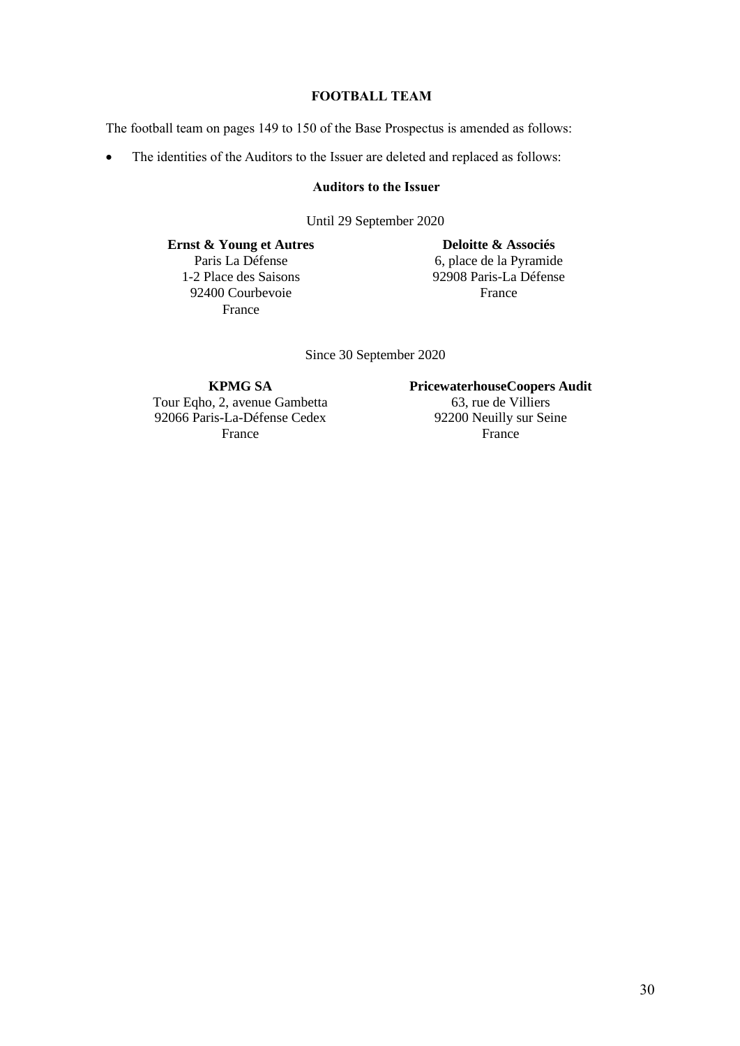## FOOTBALL TEAM

The football team on pages 149 to 150 of the Base Prospectus is amended as follows:

- The identities of the Auditors to the Issuer are deleted and replaced as follows:

### Auditors to the Issuer

Until 29 September 2020

**Ernst & Young et Autres**
Paris La Défense
1-2 Place des Saisons
92400 Courbevoie
France

**Deloitte & Associés**
6, place de la Pyramide
92908 Paris-La Défense
France

Since 30 September 2020

**KPMG SA**
Tour Eqho, 2, avenue Gambetta
92066 Paris-La-Défense Cedex
France

**PricewaterhouseCoopers Audit**
63, rue de Villiers
92200 Neuilly sur Seine
France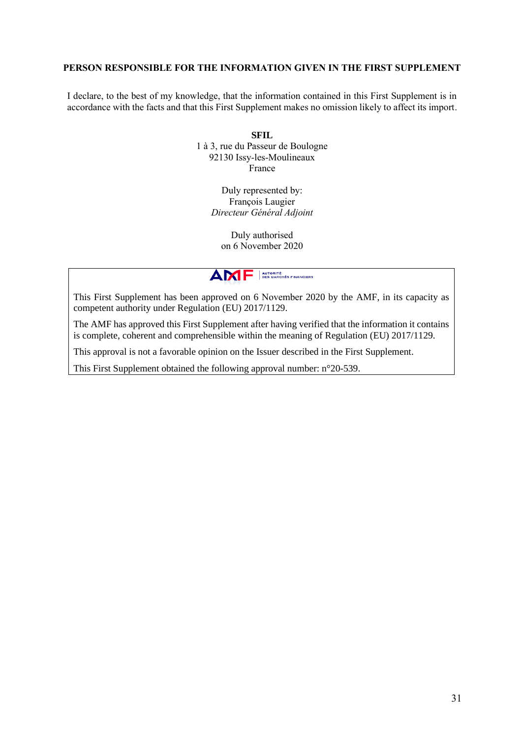**PERSON RESPONSIBLE FOR THE INFORMATION GIVEN IN THE FIRST SUPPLEMENT**

I declare, to the best of my knowledge, that the information contained in this First Supplement is in accordance with the facts and that this First Supplement makes no omission likely to affect its import.

**SFIL**
1 à 3, rue du Passeur de Boulogne
92130 Issy-les-Moulineaux
France

Duly represented by:
François Laugier
*Directeur Général Adjoint*

Duly authorised
on 6 November 2020

AMF | AUTORITÉ DES MARCHÉS FINANCIERS

This First Supplement has been approved on 6 November 2020 by the AMF, in its capacity as competent authority under Regulation (EU) 2017/1129.

The AMF has approved this First Supplement after having verified that the information it contains is complete, coherent and comprehensible within the meaning of Regulation (EU) 2017/1129.

This approval is not a favorable opinion on the Issuer described in the First Supplement.

This First Supplement obtained the following approval number: n°20-539.